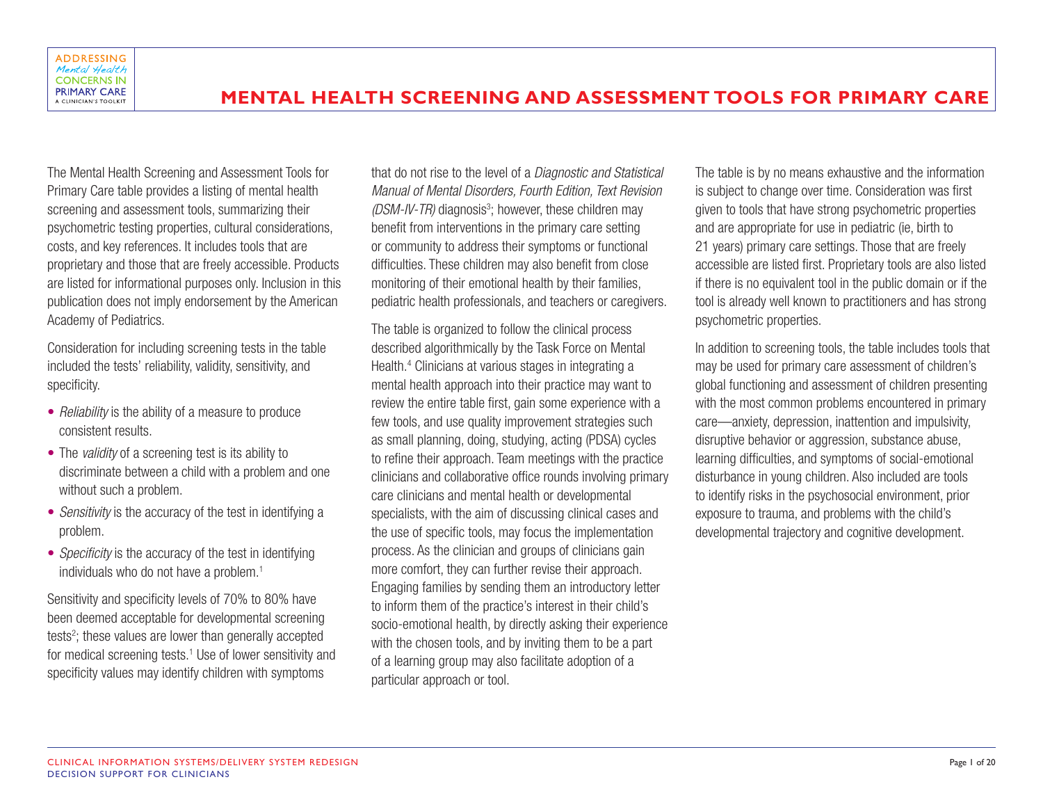# MENTAL HEALTH SCREENING AND ASSESSMENT TOOLS FOR PRIMARY CARE

The Mental Health Screening and Assessment Tools for Primary Care table provides a listing of mental health screening and assessment tools, summarizing their psychometric testing properties, cultural considerations, costs, and key references. It includes tools that are proprietary and those that are freely accessible. Products are listed for informational purposes only. Inclusion in this publication does not imply endorsement by the American Academy of Pediatrics.

Consideration for including screening tests in the table included the tests' reliability, validity, sensitivity, and specificity.

- *Reliability* is the ability of a measure to produce consistent results.
- The *validity* of a screening test is its ability to discriminate between a child with a problem and one without such a problem.
- *Sensitivity* is the accuracy of the test in identifying a problem.
- *Specificity* is the accuracy of the test in identifying individuals who do not have a problem.[1]

Sensitivity and specificity levels of 70% to 80% have been deemed acceptable for developmental screening tests[2]; these values are lower than generally accepted for medical screening tests.[1] Use of lower sensitivity and specificity values may identify children with symptoms that do not rise to the level of a *Diagnostic and Statistical Manual of Mental Disorders, Fourth Edition, Text Revision (DSM-IV-TR)* diagnosis[3]; however, these children may benefit from interventions in the primary care setting or community to address their symptoms or functional difficulties. These children may also benefit from close monitoring of their emotional health by their families, pediatric health professionals, and teachers or caregivers.

The table is organized to follow the clinical process described algorithmically by the Task Force on Mental Health.[4] Clinicians at various stages in integrating a mental health approach into their practice may want to review the entire table first, gain some experience with a few tools, and use quality improvement strategies such as small planning, doing, studying, acting (PDSA) cycles to refine their approach. Team meetings with the practice clinicians and collaborative office rounds involving primary care clinicians and mental health or developmental specialists, with the aim of discussing clinical cases and the use of specific tools, may focus the implementation process. As the clinician and groups of clinicians gain more comfort, they can further revise their approach. Engaging families by sending them an introductory letter to inform them of the practice's interest in their child's socio-emotional health, by directly asking their experience with the chosen tools, and by inviting them to be a part of a learning group may also facilitate adoption of a particular approach or tool.

The table is by no means exhaustive and the information is subject to change over time. Consideration was first given to tools that have strong psychometric properties and are appropriate for use in pediatric (ie, birth to 21 years) primary care settings. Those that are freely accessible are listed first. Proprietary tools are also listed if there is no equivalent tool in the public domain or if the tool is already well known to practitioners and has strong psychometric properties.

In addition to screening tools, the table includes tools that may be used for primary care assessment of children's global functioning and assessment of children presenting with the most common problems encountered in primary care—anxiety, depression, inattention and impulsivity, disruptive behavior or aggression, substance abuse, learning difficulties, and symptoms of social-emotional disturbance in young children. Also included are tools to identify risks in the psychosocial environment, prior exposure to trauma, and problems with the child's developmental trajectory and cognitive development.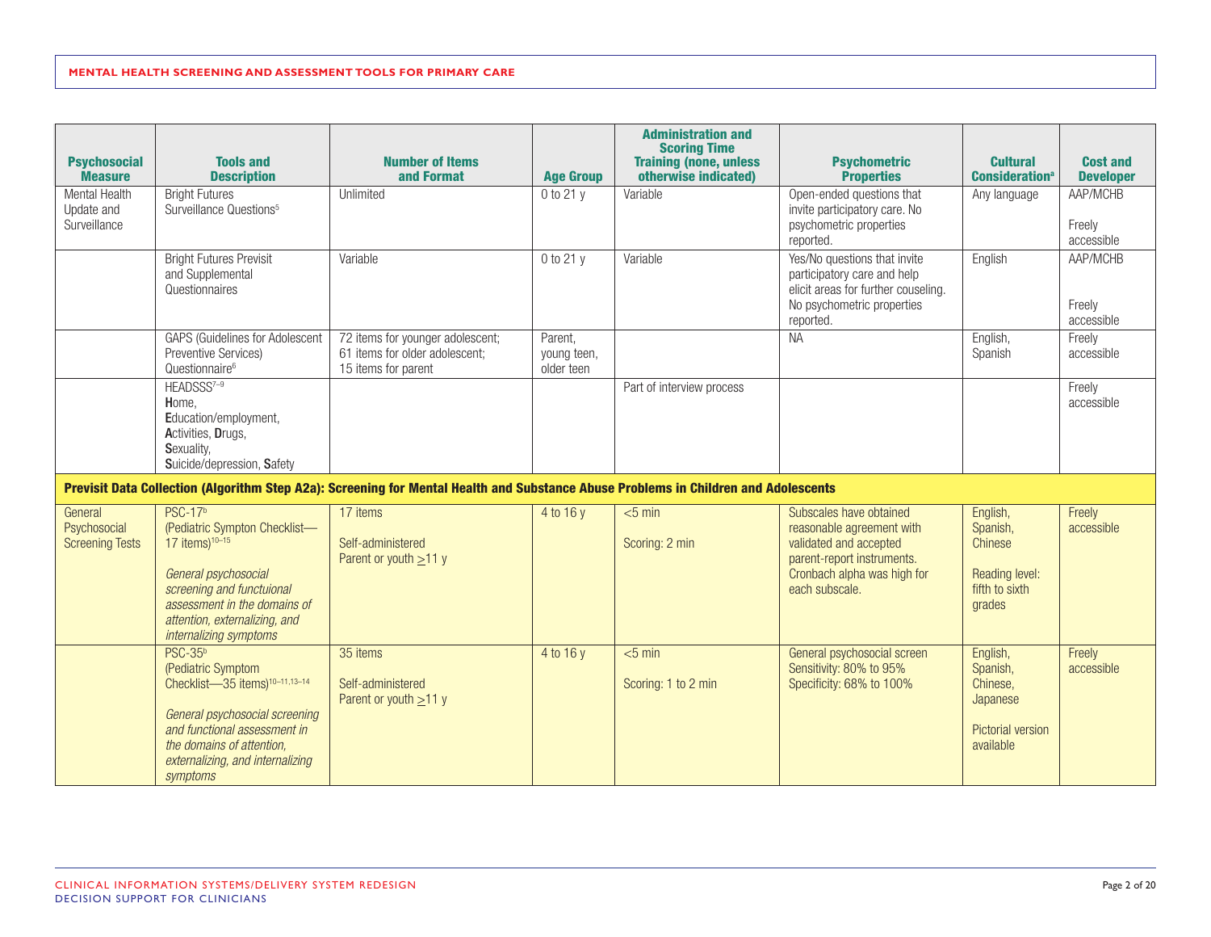| Psychosocial Measure | Tools and Description | Number of Items and Format | Age Group | Administration and Scoring Time Training (none, unless otherwise indicated) | Psychometric Properties | Cultural Consideration[a] | Cost and Developer |
|---|---|---|---|---|---|---|---|
| Mental Health Update and Surveillance | Bright Futures Surveillance Questions[5] | Unlimited | 0 to 21 y | Variable | Open-ended questions that invite participatory care. No psychometric properties reported. | Any language | AAP/MCHB<br><br>Freely accessible |
| | Bright Futures Previsit and Supplemental Questionnaires | Variable | 0 to 21 y | Variable | Yes/No questions that invite participatory care and help elicit areas for further couseling. No psychometric properties reported. | English | AAP/MCHB<br><br>Freely accessible |
| | GAPS (Guidelines for Adolescent Preventive Services) Questionnaire[6] | 72 items for younger adolescent; 61 items for older adolescent; 15 items for parent | Parent, young teen, older teen | | NA | English, Spanish | Freely accessible |
| | HEADSSS[7–9]<br>**H**ome,<br>**E**ducation/employment,<br>**A**ctivities, **D**rugs,<br>**S**exuality,<br>**S**uicide/depression, **S**afety | | | Part of interview process | | | Freely accessible |
| **Previsit Data Collection (Algorithm Step A2a): Screening for Mental Health and Substance Abuse Problems in Children and Adolescents** | | | | | | | |
| General Psychosocial Screening Tests | PSC-17[b]<br>(Pediatric Sympton Checklist—17 items)[10–15]<br><br>*General psychosocial screening and functuional assessment in the domains of attention, externalizing, and internalizing symptoms* | 17 items<br><br>Self-administered<br>Parent or youth ≥11 y | 4 to 16 y | <5 min<br><br>Scoring: 2 min | Subscales have obtained reasonable agreement with validated and accepted parent-report instruments. Cronbach alpha was high for each subscale. | English, Spanish, Chinese<br><br>Reading level: fifth to sixth grades | Freely accessible |
| | PSC-35[b]<br>(Pediatric Symptom Checklist—35 items)[10–11,13–14]<br><br>*General psychosocial screening and functional assessment in the domains of attention, externalizing, and internalizing symptoms* | 35 items<br><br>Self-administered<br>Parent or youth ≥11 y | 4 to 16 y | <5 min<br><br>Scoring: 1 to 2 min | General psychosocial screen<br>Sensitivity: 80% to 95%<br>Specificity: 68% to 100% | English, Spanish, Chinese, Japanese<br><br>Pictorial version available | Freely accessible |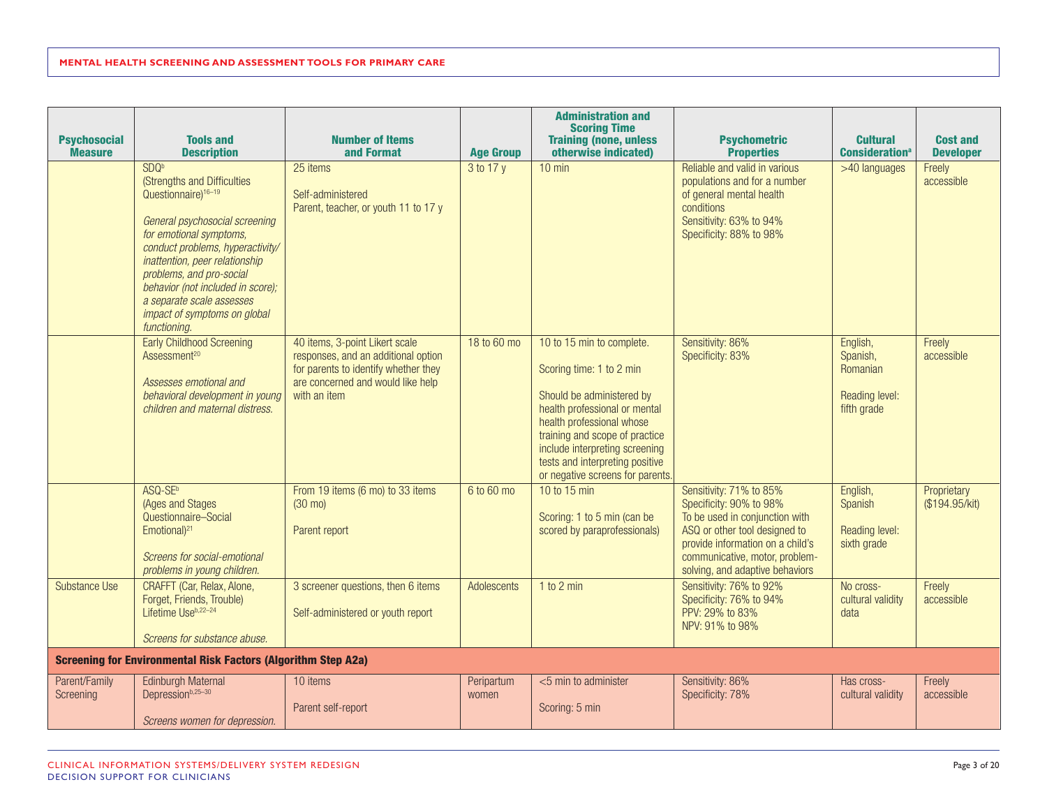| Psychosocial Measure | Tools and Description | Number of Items and Format | Age Group | Administration and Scoring Time Training (none, unless otherwise indicated) | Psychometric Properties | Cultural Consideration[a] | Cost and Developer |
|---|---|---|---|---|---|---|---|
| | SDQ[b] (Strengths and Difficulties Questionnaire)[16–19] *General psychosocial screening for emotional symptoms, conduct problems, hyperactivity/inattention, peer relationship problems, and pro-social behavior (not included in score); a separate scale assesses impact of symptoms on global functioning.* | 25 items Self-administered Parent, teacher, or youth 11 to 17 y | 3 to 17 y | 10 min | Reliable and valid in various populations and for a number of general mental health conditions Sensitivity: 63% to 94% Specificity: 88% to 98% | >40 languages | Freely accessible |
| | Early Childhood Screening Assessment[20] *Assesses emotional and behavioral development in young children and maternal distress.* | 40 items, 3-point Likert scale responses, and an additional option for parents to identify whether they are concerned and would like help with an item | 18 to 60 mo | 10 to 15 min to complete. Scoring time: 1 to 2 min Should be administered by health professional or mental health professional whose training and scope of practice include interpreting screening tests and interpreting positive or negative screens for parents. | Sensitivity: 86% Specificity: 83% | English, Spanish, Romanian Reading level: fifth grade | Freely accessible |
| | ASQ-SE[b] (Ages and Stages Questionnaire–Social Emotional)[21] *Screens for social-emotional problems in young children.* | From 19 items (6 mo) to 33 items (30 mo) Parent report | 6 to 60 mo | 10 to 15 min Scoring: 1 to 5 min (can be scored by paraprofessionals) | Sensitivity: 71% to 85% Specificity: 90% to 98% To be used in conjunction with ASQ or other tool designed to provide information on a child's communicative, motor, problem-solving, and adaptive behaviors | English, Spanish Reading level: sixth grade | Proprietary ($194.95/kit) |
| Substance Use | CRAFFT (Car, Relax, Alone, Forget, Friends, Trouble) Lifetime Use[b,22–24] *Screens for substance abuse.* | 3 screener questions, then 6 items Self-administered or youth report | Adolescents | 1 to 2 min | Sensitivity: 76% to 92% Specificity: 76% to 94% PPV: 29% to 83% NPV: 91% to 98% | No cross-cultural validity data | Freely accessible |
| **Screening for Environmental Risk Factors (Algorithm Step A2a)** | | | | | | | |
| Parent/Family Screening | Edinburgh Maternal Depression[b,25–30] *Screens women for depression.* | 10 items Parent self-report | Peripartum women | <5 min to administer Scoring: 5 min | Sensitivity: 86% Specificity: 78% | Has cross-cultural validity | Freely accessible |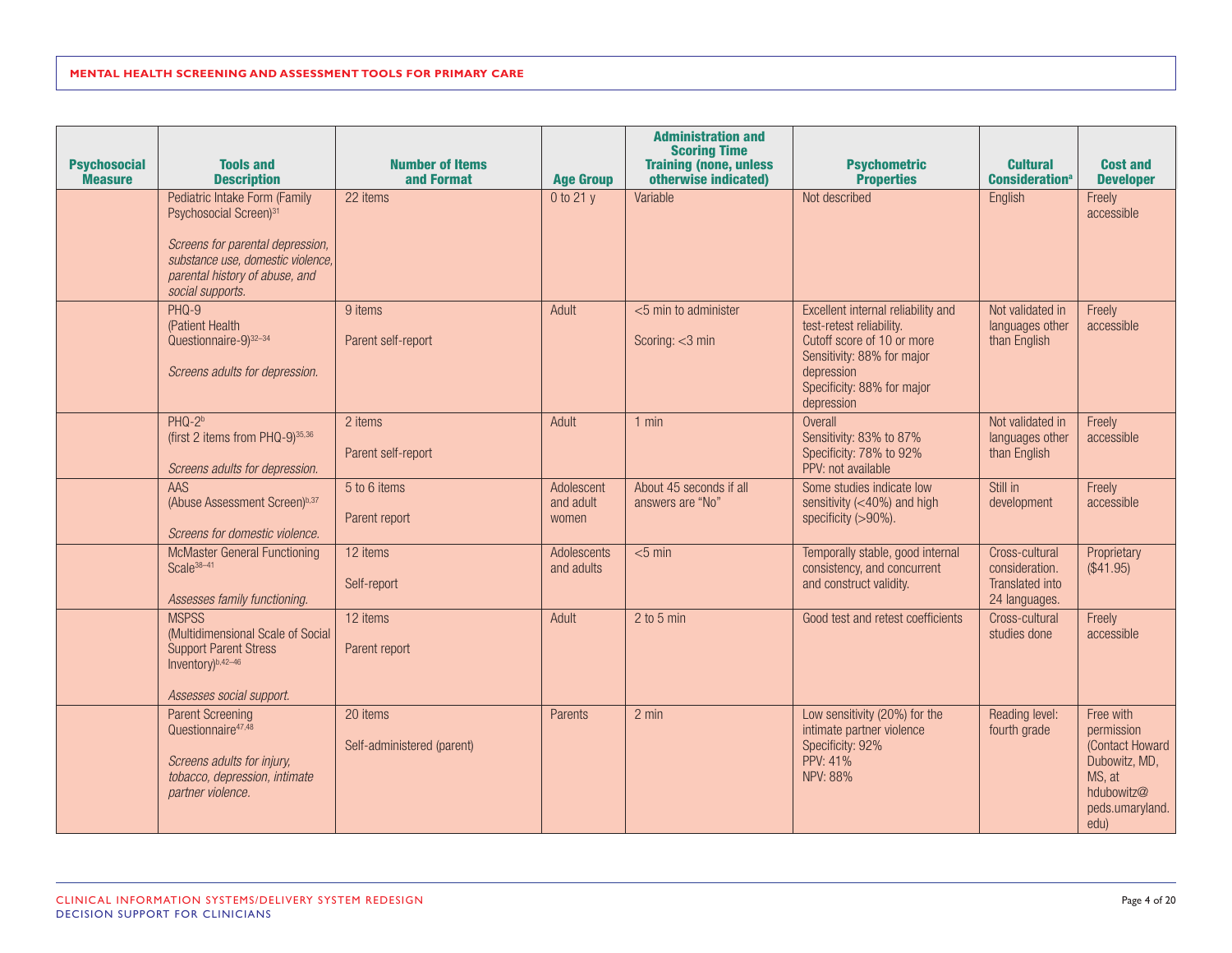| Psychosocial Measure | Tools and Description | Number of Items and Format | Age Group | Administration and Scoring Time Training (none, unless otherwise indicated) | Psychometric Properties | Cultural Consideration[a] | Cost and Developer |
|---|---|---|---|---|---|---|---|
| | Pediatric Intake Form (Family Psychosocial Screen)[31]<br><br>*Screens for parental depression, substance use, domestic violence, parental history of abuse, and social supports.* | 22 items | 0 to 21 y | Variable | Not described | English | Freely accessible |
| | PHQ-9 (Patient Health Questionnaire-9)[32–34]<br><br>*Screens adults for depression.* | 9 items<br><br>Parent self-report | Adult | <5 min to administer<br><br>Scoring: <3 min | Excellent internal reliability and test-retest reliability.<br>Cutoff score of 10 or more<br>Sensitivity: 88% for major depression<br>Specificity: 88% for major depression | Not validated in languages other than English | Freely accessible |
| | PHQ-2[b] (first 2 items from PHQ-9)[35,36]<br><br>*Screens adults for depression.* | 2 items<br><br>Parent self-report | Adult | 1 min | Overall<br>Sensitivity: 83% to 87%<br>Specificity: 78% to 92%<br>PPV: not available | Not validated in languages other than English | Freely accessible |
| | AAS (Abuse Assessment Screen)[b,37]<br><br>*Screens for domestic violence.* | 5 to 6 items<br><br>Parent report | Adolescent and adult women | About 45 seconds if all answers are "No" | Some studies indicate low sensitivity (<40%) and high specificity (>90%). | Still in development | Freely accessible |
| | McMaster General Functioning Scale[38–41]<br><br>*Assesses family functioning.* | 12 items<br><br>Self-report | Adolescents and adults | <5 min | Temporally stable, good internal consistency, and concurrent and construct validity. | Cross-cultural consideration. Translated into 24 languages. | Proprietary ($41.95) |
| | MSPSS (Multidimensional Scale of Social Support Parent Stress Inventory)[b,42–46]<br><br>*Assesses social support.* | 12 items<br><br>Parent report | Adult | 2 to 5 min | Good test and retest coefficients | Cross-cultural studies done | Freely accessible |
| | Parent Screening Questionnaire[47,48]<br><br>*Screens adults for injury, tobacco, depression, intimate partner violence.* | 20 items<br><br>Self-administered (parent) | Parents | 2 min | Low sensitivity (20%) for the intimate partner violence<br>Specificity: 92%<br>PPV: 41%<br>NPV: 88% | Reading level: fourth grade | Free with permission (Contact Howard Dubowitz, MD, MS, at hdubowitz@peds.umaryland.edu) |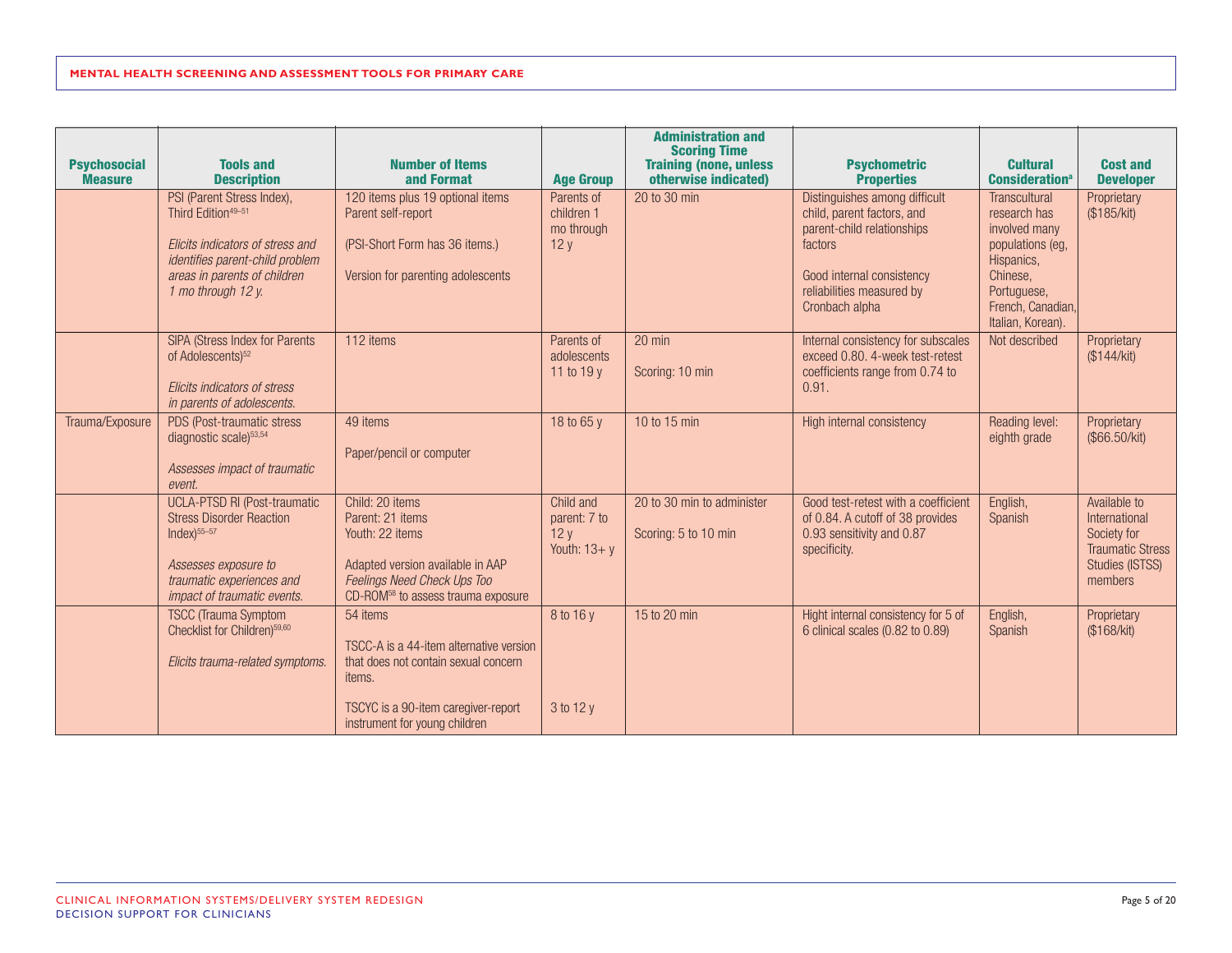| Psychosocial Measure | Tools and Description | Number of Items and Format | Age Group | Administration and Scoring Time Training (none, unless otherwise indicated) | Psychometric Properties | Cultural Consideration[a] | Cost and Developer |
|---|---|---|---|---|---|---|---|
| | PSI (Parent Stress Index), Third Edition[49–51]<br><br>*Elicits indicators of stress and identifies parent-child problem areas in parents of children 1 mo through 12 y.* | 120 items plus 19 optional items Parent self-report<br><br>(PSI-Short Form has 36 items.)<br><br>Version for parenting adolescents | Parents of children 1 mo through 12 y | 20 to 30 min | Distinguishes among difficult child, parent factors, and parent-child relationships factors<br><br>Good internal consistency reliabilities measured by Cronbach alpha | Transcultural research has involved many populations (eg, Hispanics, Chinese, Portuguese, French, Canadian, Italian, Korean). | Proprietary ($185/kit) |
| | SIPA (Stress Index for Parents of Adolescents)[52]<br><br>*Elicits indicators of stress in parents of adolescents.* | 112 items | Parents of adolescents 11 to 19 y | 20 min<br><br>Scoring: 10 min | Internal consistency for subscales exceed 0.80. 4-week test-retest coefficients range from 0.74 to 0.91. | Not described | Proprietary ($144/kit) |
| Trauma/Exposure | PDS (Post-traumatic stress diagnostic scale)[53,54]<br><br>*Assesses impact of traumatic event.* | 49 items<br><br>Paper/pencil or computer | 18 to 65 y | 10 to 15 min | High internal consistency | Reading level: eighth grade | Proprietary ($66.50/kit) |
| | UCLA-PTSD RI (Post-traumatic Stress Disorder Reaction Index)[55–57]<br><br>*Assesses exposure to traumatic experiences and impact of traumatic events.* | Child: 20 items<br>Parent: 21 items<br>Youth: 22 items<br><br>Adapted version available in AAP *Feelings Need Check Ups Too* CD-ROM[58] to assess trauma exposure | Child and parent: 7 to 12 y<br>Youth: 13+ y | 20 to 30 min to administer<br><br>Scoring: 5 to 10 min | Good test-retest with a coefficient of 0.84. A cutoff of 38 provides 0.93 sensitivity and 0.87 specificity. | English, Spanish | Available to International Society for Traumatic Stress Studies (ISTSS) members |
| | TSCC (Trauma Symptom Checklist for Children)[59,60]<br><br>*Elicits trauma-related symptoms.* | 54 items<br><br>TSCC-A is a 44-item alternative version that does not contain sexual concern items.<br><br>TSCYC is a 90-item caregiver-report instrument for young children | 8 to 16 y<br><br><br><br>3 to 12 y | 15 to 20 min | Hight internal consistency for 5 of 6 clinical scales (0.82 to 0.89) | English, Spanish | Proprietary ($168/kit) |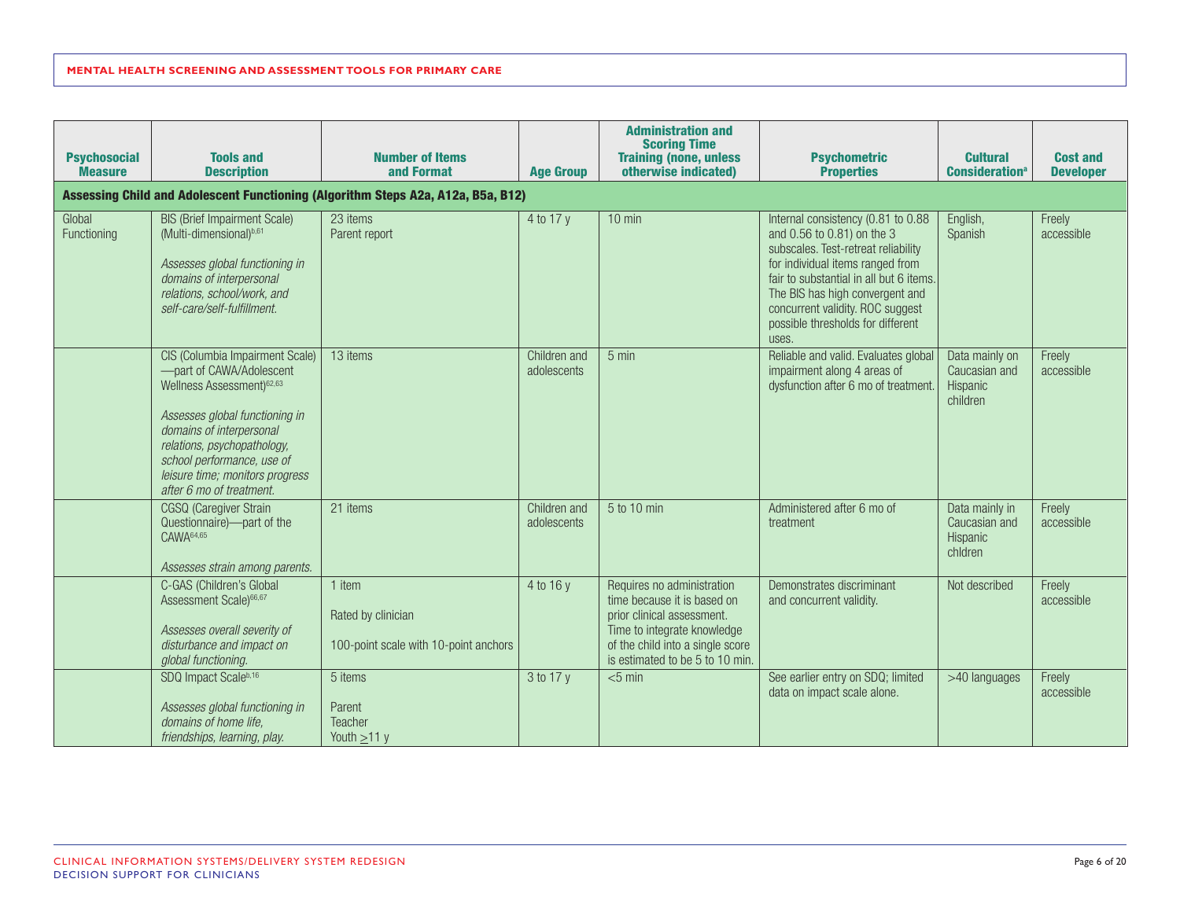| Psychosocial Measure | Tools and Description | Number of Items and Format | Age Group | Administration and Scoring Time Training (none, unless otherwise indicated) | Psychometric Properties | Cultural Consideration[a] | Cost and Developer |
|---|---|---|---|---|---|---|---|
| **Assessing Child and Adolescent Functioning (Algorithm Steps A2a, A12a, B5a, B12)** | | | | | | | |
| Global Functioning | BIS (Brief Impairment Scale) (Multi-dimensional)[b,61] *Assesses global functioning in domains of interpersonal relations, school/work, and self-care/self-fulfillment.* | 23 items Parent report | 4 to 17 y | 10 min | Internal consistency (0.81 to 0.88 and 0.56 to 0.81) on the 3 subscales. Test-retreat reliability for individual items ranged from fair to substantial in all but 6 items. The BIS has high convergent and concurrent validity. ROC suggest possible thresholds for different uses. | English, Spanish | Freely accessible |
| | CIS (Columbia Impairment Scale)—part of CAWA/Adolescent Wellness Assessment)[62,63] *Assesses global functioning in domains of interpersonal relations, psychopathology, school performance, use of leisure time; monitors progress after 6 mo of treatment.* | 13 items | Children and adolescents | 5 min | Reliable and valid. Evaluates global impairment along 4 areas of dysfunction after 6 mo of treatment. | Data mainly on Caucasian and Hispanic children | Freely accessible |
| | CGSQ (Caregiver Strain Questionnaire)—part of the CAWA[64,65] *Assesses strain among parents.* | 21 items | Children and adolescents | 5 to 10 min | Administered after 6 mo of treatment | Data mainly in Caucasian and Hispanic chldren | Freely accessible |
| | C-GAS (Children's Global Assessment Scale)[66,67] *Assesses overall severity of disturbance and impact on global functioning.* | 1 item Rated by clinician 100-point scale with 10-point anchors | 4 to 16 y | Requires no administration time because it is based on prior clinical assessment. Time to integrate knowledge of the child into a single score is estimated to be 5 to 10 min. | Demonstrates discriminant and concurrent validity. | Not described | Freely accessible |
| | SDQ Impact Scale[b,16] *Assesses global functioning in domains of home life, friendships, learning, play.* | 5 items Parent Teacher Youth ≥11 y | 3 to 17 y | <5 min | See earlier entry on SDQ; limited data on impact scale alone. | >40 languages | Freely accessible |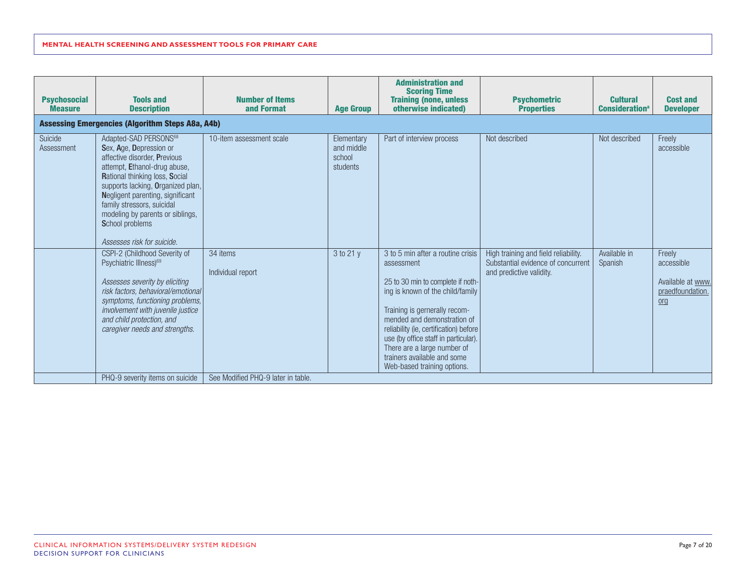| Psychosocial Measure | Tools and Description | Number of Items and Format | Age Group | Administration and Scoring Time Training (none, unless otherwise indicated) | Psychometric Properties | Cultural Consideration[a] | Cost and Developer |
|---|---|---|---|---|---|---|---|
| **Assessing Emergencies (Algorithm Steps A8a, A4b)** | | | | | | | |
| Suicide Assessment | Adapted-SAD PERSONS[68] **S**ex, **A**ge, **D**epression or affective disorder, **P**revious attempt, **E**thanol-drug abuse, **R**ational thinking loss, **S**ocial supports lacking, **O**rganized plan, **N**egligent parenting, significant family stressors, suicidal modeling by parents or siblings, **S**chool problems<br><br>*Assesses risk for suicide.* | 10-item assessment scale | Elementary and middle school students | Part of interview process | Not described | Not described | Freely accessible |
| | CSPI-2 (Childhood Severity of Psychiatric Illness)[69]<br><br>*Assesses severity by eliciting risk factors, behavioral/emotional symptoms, functioning problems, involvement with juvenile justice and child protection, and caregiver needs and strengths.* | 34 items<br><br>Individual report | 3 to 21 y | 3 to 5 min after a routine crisis assessment<br><br>25 to 30 min to complete if nothing is known of the child/family<br><br>Training is gernerally recommended and demonstration of reliability (ie, certification) before use (by office staff in particular). There are a large number of trainers available and some Web-based training options. | High training and field reliability. Substantial evidence of concurrent and predictive validity. | Available in Spanish | Freely accessible<br><br>Available at www.praedfoundation.org |
| | PHQ-9 severity items on suicide | See Modified PHQ-9 later in table. | | | | | |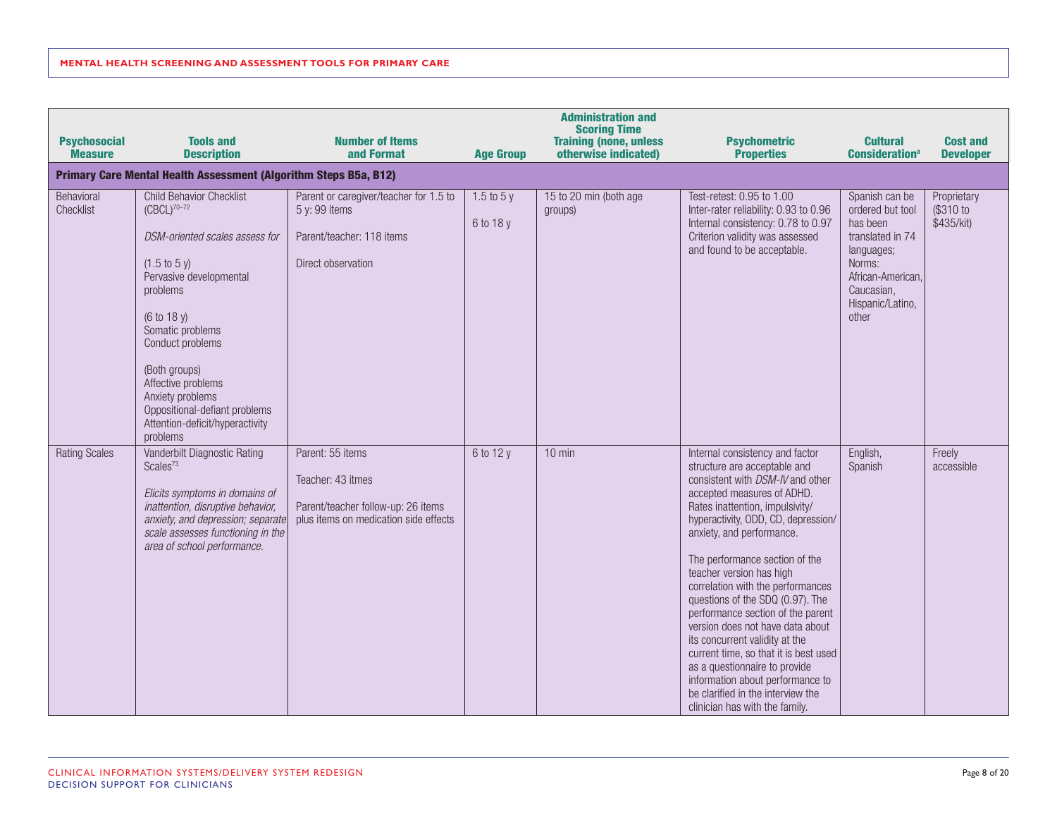| Psychosocial Measure | Tools and Description | Number of Items and Format | Age Group | Administration and Scoring Time Training (none, unless otherwise indicated) | Psychometric Properties | Cultural Consideration[a] | Cost and Developer |
|---|---|---|---|---|---|---|---|
| **Primary Care Mental Health Assessment (Algorithm Steps B5a, B12)** | | | | | | | |
| Behavioral Checklist | Child Behavior Checklist (CBCL)[70–72]<br><br>*DSM-oriented scales assess for*<br><br>(1.5 to 5 y)<br>Pervasive developmental problems<br><br>(6 to 18 y)<br>Somatic problems<br>Conduct problems<br><br>(Both groups)<br>Affective problems<br>Anxiety problems<br>Oppositional-defiant problems<br>Attention-deficit/hyperactivity problems | Parent or caregiver/teacher for 1.5 to 5 y: 99 items<br><br>Parent/teacher: 118 items<br><br>Direct observation | 1.5 to 5 y<br><br>6 to 18 y | 15 to 20 min (both age groups) | Test-retest: 0.95 to 1.00<br>Inter-rater reliability: 0.93 to 0.96<br>Internal consistency: 0.78 to 0.97<br>Criterion validity was assessed and found to be acceptable. | Spanish can be ordered but tool has been translated in 74 languages;<br>Norms: African-American, Caucasian, Hispanic/Latino, other | Proprietary ($310 to $435/kit) |
| Rating Scales | Vanderbilt Diagnostic Rating Scales[73]<br><br>*Elicits symptoms in domains of inattention, disruptive behavior, anxiety, and depression; separate scale assesses functioning in the area of school performance.* | Parent: 55 items<br><br>Teacher: 43 itmes<br><br>Parent/teacher follow-up: 26 items plus items on medication side effects | 6 to 12 y | 10 min | Internal consistency and factor structure are acceptable and consistent with *DSM-IV* and other accepted measures of ADHD. Rates inattention, impulsivity/hyperactivity, ODD, CD, depression/anxiety, and performance.<br><br>The performance section of the teacher version has high correlation with the performances questions of the SDQ (0.97). The performance section of the parent version does not have data about its concurrent validity at the current time, so that it is best used as a questionnaire to provide information about performance to be clarified in the interview the clinician has with the family. | English, Spanish | Freely accessible |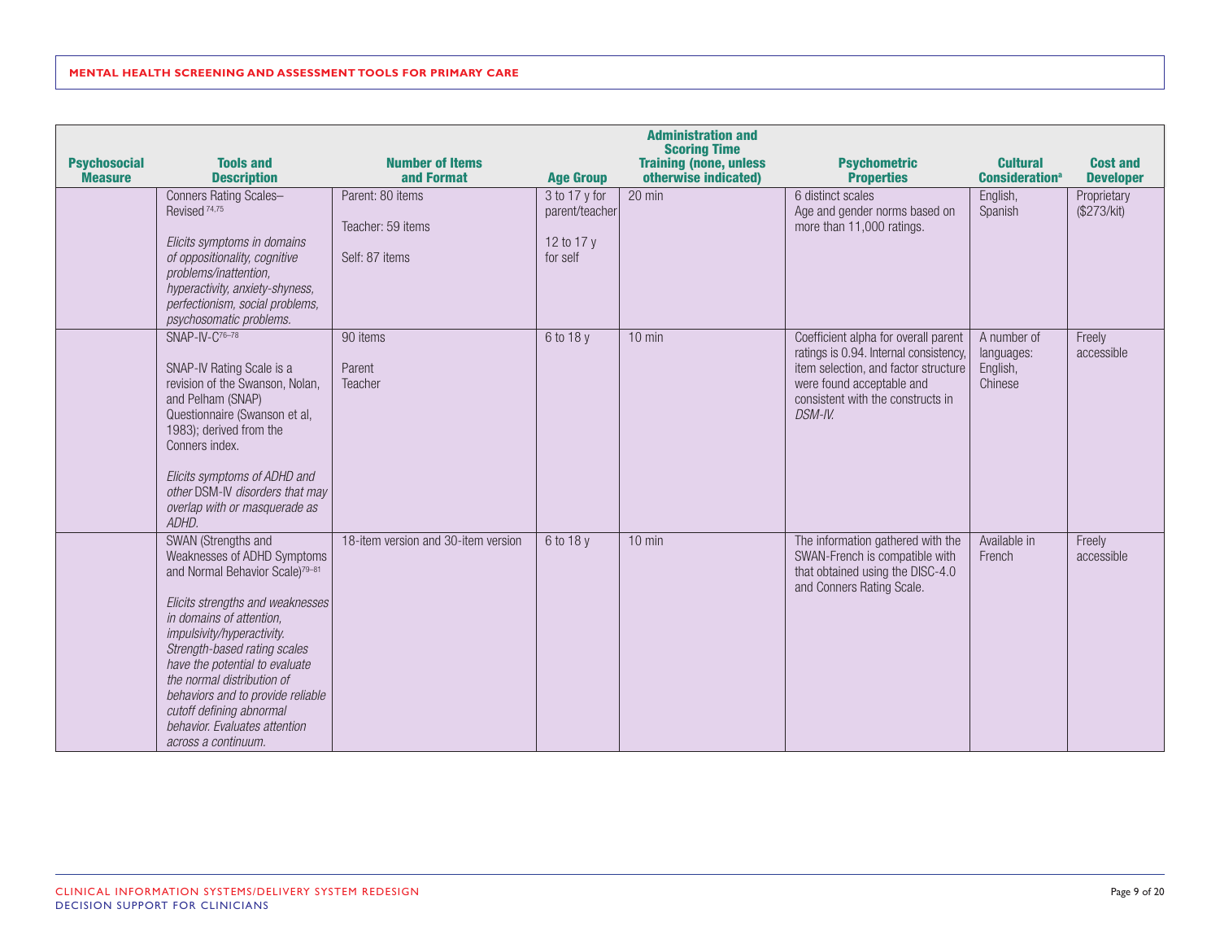| Psychosocial Measure | Tools and Description | Number of Items and Format | Age Group | Administration and Scoring Time Training (none, unless otherwise indicated) | Psychometric Properties | Cultural Consideration[a] | Cost and Developer |
|---|---|---|---|---|---|---|---|
| | Conners Rating Scales–Revised[74,75] <br><br> *Elicits symptoms in domains of oppositionality, cognitive problems/inattention, hyperactivity, anxiety-shyness, perfectionism, social problems, psychosomatic problems.* | Parent: 80 items <br><br> Teacher: 59 items <br><br> Self: 87 items | 3 to 17 y for parent/teacher <br><br> 12 to 17 y for self | 20 min | 6 distinct scales <br> Age and gender norms based on more than 11,000 ratings. | English, Spanish | Proprietary ($273/kit) |
| | SNAP-IV-C[76–78] <br><br> SNAP-IV Rating Scale is a revision of the Swanson, Nolan, and Pelham (SNAP) Questionnaire (Swanson et al, 1983); derived from the Conners index. <br><br> *Elicits symptoms of ADHD and other* DSM-IV *disorders that may overlap with or masquerade as ADHD.* | 90 items <br><br> Parent <br> Teacher | 6 to 18 y | 10 min | Coefficient alpha for overall parent ratings is 0.94. Internal consistency, item selection, and factor structure were found acceptable and consistent with the constructs in *DSM-IV.* | A number of languages: English, Chinese | Freely accessible |
| | SWAN (Strengths and Weaknesses of ADHD Symptoms and Normal Behavior Scale)[79–81] <br><br> *Elicits strengths and weaknesses in domains of attention, impulsivity/hyperactivity. Strength-based rating scales have the potential to evaluate the normal distribution of behaviors and to provide reliable cutoff defining abnormal behavior. Evaluates attention across a continuum.* | 18-item version and 30-item version | 6 to 18 y | 10 min | The information gathered with the SWAN-French is compatible with that obtained using the DISC-4.0 and Conners Rating Scale. | Available in French | Freely accessible |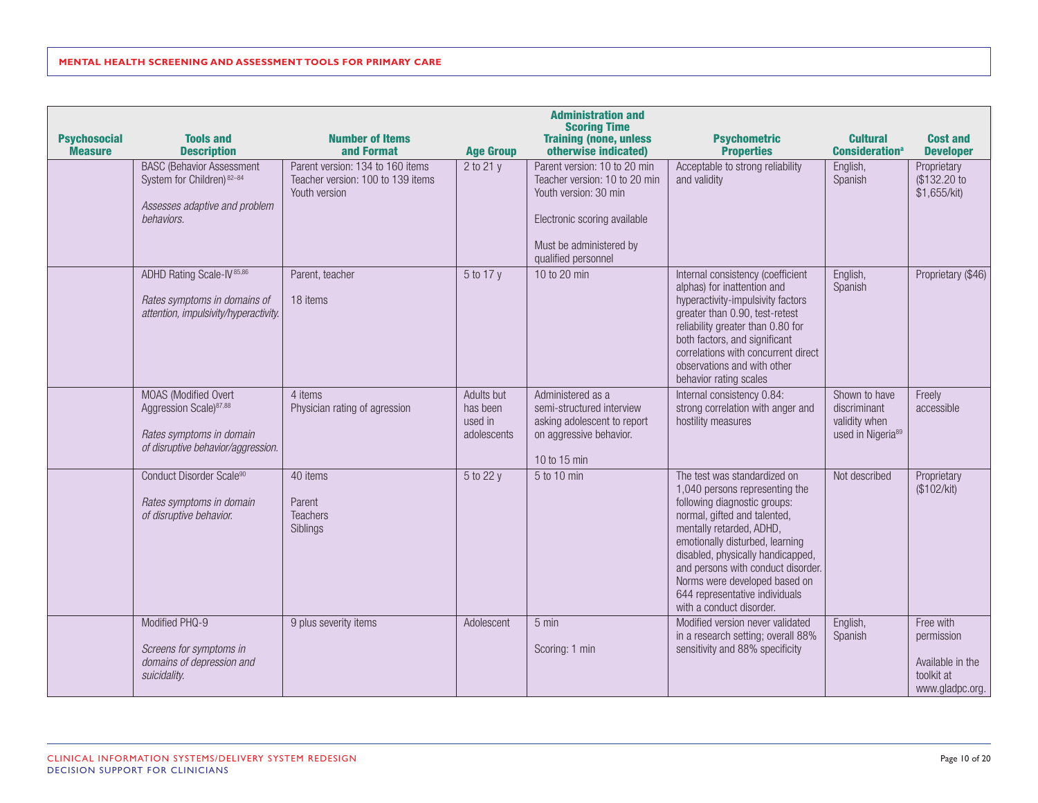| Psychosocial Measure | Tools and Description | Number of Items and Format | Age Group | Administration and Scoring Time Training (none, unless otherwise indicated) | Psychometric Properties | Cultural Consideration[a] | Cost and Developer |
|---|---|---|---|---|---|---|---|
| | BASC (Behavior Assessment System for Children)[82–84] *Assesses adaptive and problem behaviors.* | Parent version: 134 to 160 items Teacher version: 100 to 139 items Youth version | 2 to 21 y | Parent version: 10 to 20 min Teacher version: 10 to 20 min Youth version: 30 min Electronic scoring available Must be administered by qualified personnel | Acceptable to strong reliability and validity | English, Spanish | Proprietary ($132.20 to $1,655/kit) |
| | ADHD Rating Scale-IV[85,86] *Rates symptoms in domains of attention, impulsivity/hyperactivity.* | Parent, teacher 18 items | 5 to 17 y | 10 to 20 min | Internal consistency (coefficient alphas) for inattention and hyperactivity-impulsivity factors greater than 0.90, test-retest reliability greater than 0.80 for both factors, and significant correlations with concurrent direct observations and with other behavior rating scales | English, Spanish | Proprietary ($46) |
| | MOAS (Modified Overt Aggression Scale)[87,88] *Rates symptoms in domain of disruptive behavior/aggression.* | 4 items Physician rating of agression | Adults but has been used in adolescents | Administered as a semi-structured interview asking adolescent to report on aggressive behavior. 10 to 15 min | Internal consistency 0.84: strong correlation with anger and hostility measures | Shown to have discriminant validity when used in Nigeria[89] | Freely accessible |
| | Conduct Disorder Scale[90] *Rates symptoms in domain of disruptive behavior.* | 40 items Parent Teachers Siblings | 5 to 22 y | 5 to 10 min | The test was standardized on 1,040 persons representing the following diagnostic groups: normal, gifted and talented, mentally retarded, ADHD, emotionally disturbed, learning disabled, physically handicapped, and persons with conduct disorder. Norms were developed based on 644 representative individuals with a conduct disorder. | Not described | Proprietary ($102/kit) |
| | Modified PHQ-9 *Screens for symptoms in domains of depression and suicidality.* | 9 plus severity items | Adolescent | 5 min Scoring: 1 min | Modified version never validated in a research setting; overall 88% sensitivity and 88% specificity | English, Spanish | Free with permission Available in the toolkit at www.gladpc.org. |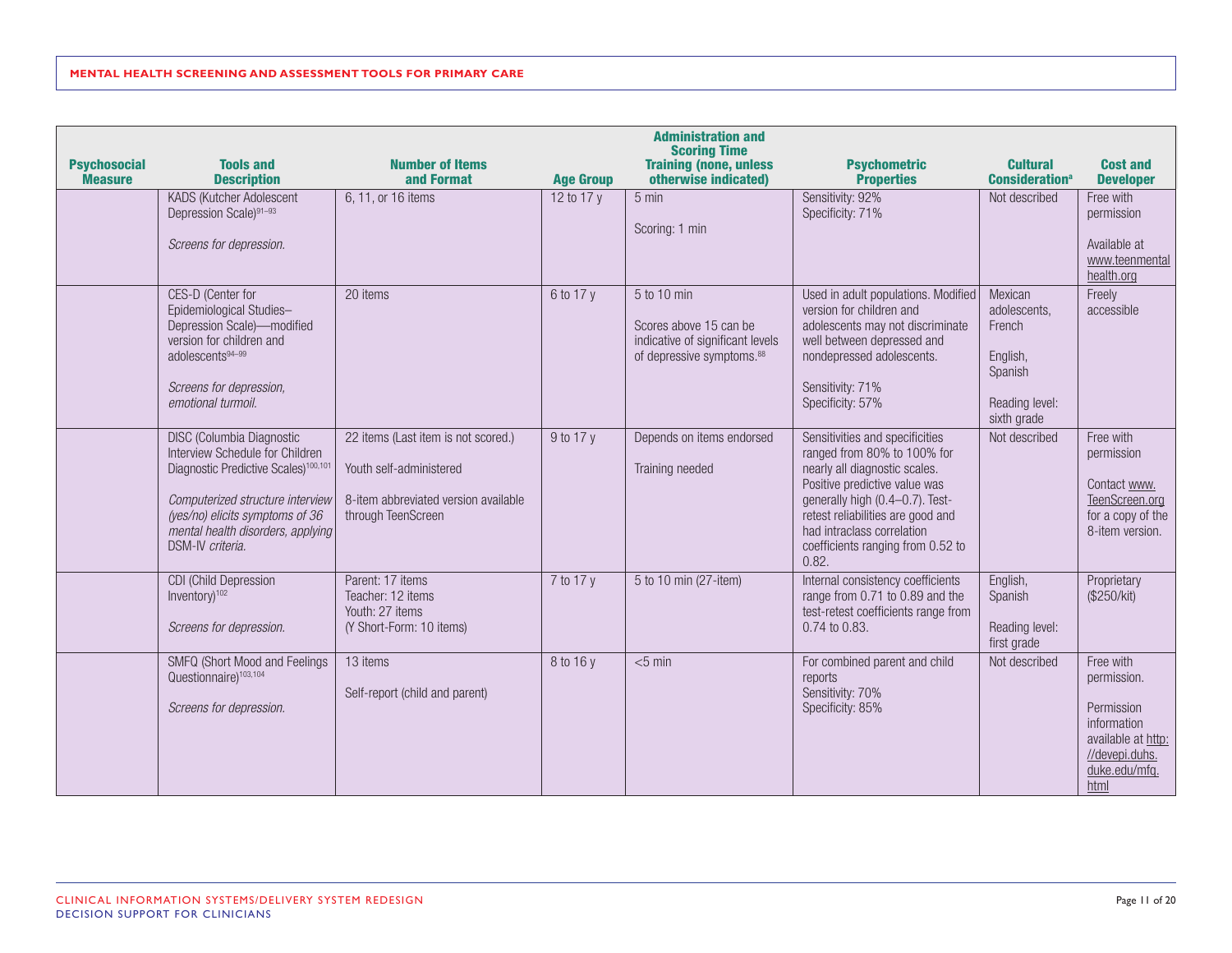| Psychosocial Measure | Tools and Description | Number of Items and Format | Age Group | Administration and Scoring Time Training (none, unless otherwise indicated) | Psychometric Properties | Cultural Consideration[a] | Cost and Developer |
|---|---|---|---|---|---|---|---|
| | KADS (Kutcher Adolescent Depression Scale)[91–93]<br><br>*Screens for depression.* | 6, 11, or 16 items | 12 to 17 y | 5 min<br><br>Scoring: 1 min | Sensitivity: 92%<br>Specificity: 71% | Not described | Free with permission<br><br>Available at www.teenmentalhealth.org |
| | CES-D (Center for Epidemiological Studies–Depression Scale)—modified version for children and adolescents[94–99]<br><br>*Screens for depression, emotional turmoil.* | 20 items | 6 to 17 y | 5 to 10 min<br><br>Scores above 15 can be indicative of significant levels of depressive symptoms.[88] | Used in adult populations. Modified version for children and adolescents may not discriminate well between depressed and nondepressed adolescents.<br><br>Sensitivity: 71%<br>Specificity: 57% | Mexican adolescents, French<br><br>English, Spanish<br><br>Reading level: sixth grade | Freely accessible |
| | DISC (Columbia Diagnostic Interview Schedule for Children Diagnostic Predictive Scales)[100,101]<br><br>*Computerized structure interview (yes/no) elicits symptoms of 36 mental health disorders, applying* DSM-IV *criteria.* | 22 items (Last item is not scored.)<br><br>Youth self-administered<br><br>8-item abbreviated version available through TeenScreen | 9 to 17 y | Depends on items endorsed<br><br>Training needed | Sensitivities and specificities ranged from 80% to 100% for nearly all diagnostic scales. Positive predictive value was generally high (0.4–0.7). Test-retest reliabilities are good and had intraclass correlation coefficients ranging from 0.52 to 0.82. | Not described | Free with permission<br><br>Contact www.TeenScreen.org for a copy of the 8-item version. |
| | CDI (Child Depression Inventory)[102]<br><br>*Screens for depression.* | Parent: 17 items<br>Teacher: 12 items<br>Youth: 27 items<br>(Y Short-Form: 10 items) | 7 to 17 y | 5 to 10 min (27-item) | Internal consistency coefficients range from 0.71 to 0.89 and the test-retest coefficients range from 0.74 to 0.83. | English, Spanish<br><br>Reading level: first grade | Proprietary ($250/kit) |
| | SMFQ (Short Mood and Feelings Questionnaire)[103,104]<br><br>*Screens for depression.* | 13 items<br><br>Self-report (child and parent) | 8 to 16 y | <5 min | For combined parent and child reports<br>Sensitivity: 70%<br>Specificity: 85% | Not described | Free with permission.<br><br>Permission information available at http://devepi.duhs.duke.edu/mfq.html |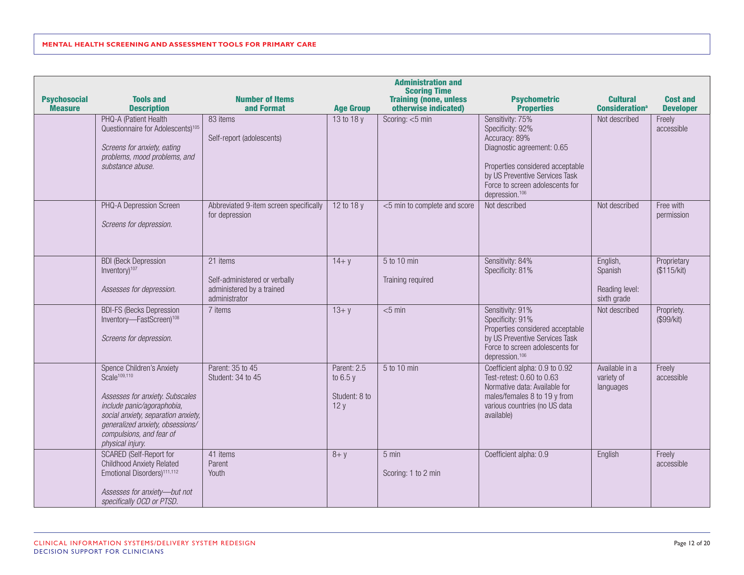| Psychosocial Measure | Tools and Description | Number of Items and Format | Age Group | Administration and Scoring Time Training (none, unless otherwise indicated) | Psychometric Properties | Cultural Consideration[a] | Cost and Developer |
|---|---|---|---|---|---|---|---|
| | PHQ-A (Patient Health Questionnaire for Adolescents)[105]<br><br>*Screens for anxiety, eating problems, mood problems, and substance abuse.* | 83 items<br><br>Self-report (adolescents) | 13 to 18 y | Scoring: <5 min | Sensitivity: 75%<br>Specificity: 92%<br>Accuracy: 89%<br>Diagnostic agreement: 0.65<br><br>Properties considered acceptable by US Preventive Services Task Force to screen adolescents for depression.[106] | Not described | Freely accessible |
| | PHQ-A Depression Screen<br><br>*Screens for depression.* | Abbreviated 9-item screen specifically for depression | 12 to 18 y | <5 min to complete and score | Not described | Not described | Free with permission |
| | BDI (Beck Depression Inventory)[107]<br><br>*Assesses for depression.* | 21 items<br><br>Self-administered or verbally administered by a trained administrator | 14+ y | 5 to 10 min<br><br>Training required | Sensitivity: 84%<br>Specificity: 81% | English, Spanish<br><br>Reading level: sixth grade | Proprietary ($115/kit) |
| | BDI-FS (Becks Depression Inventory—FastScreen)[108]<br><br>*Screens for depression.* | 7 items | 13+ y | <5 min | Sensitivity: 91%<br>Specificity: 91%<br>Properties considered acceptable by US Preventive Services Task Force to screen adolescents for depression.[106] | Not described | Propriety. ($99/kit) |
| | Spence Children's Anxiety Scale[109,110]<br><br>*Assesses for anxiety. Subscales include panic/agoraphobia, social anxiety, separation anxiety, generalized anxiety, obsessions/compulsions, and fear of physical injury.* | Parent: 35 to 45<br>Student: 34 to 45 | Parent: 2.5 to 6.5 y<br><br>Student: 8 to 12 y | 5 to 10 min | Coefficient alpha: 0.9 to 0.92<br>Test-retest: 0.60 to 0.63<br>Normative data: Available for males/females 8 to 19 y from various countries (no US data available) | Available in a variety of languages | Freely accessible |
| | SCARED (Self-Report for Childhood Anxiety Related Emotional Disorders)[111,112]<br><br>*Assesses for anxiety—but not specifically OCD or PTSD.* | 41 items<br>Parent<br>Youth | 8+ y | 5 min<br><br>Scoring: 1 to 2 min | Coefficient alpha: 0.9 | English | Freely accessible |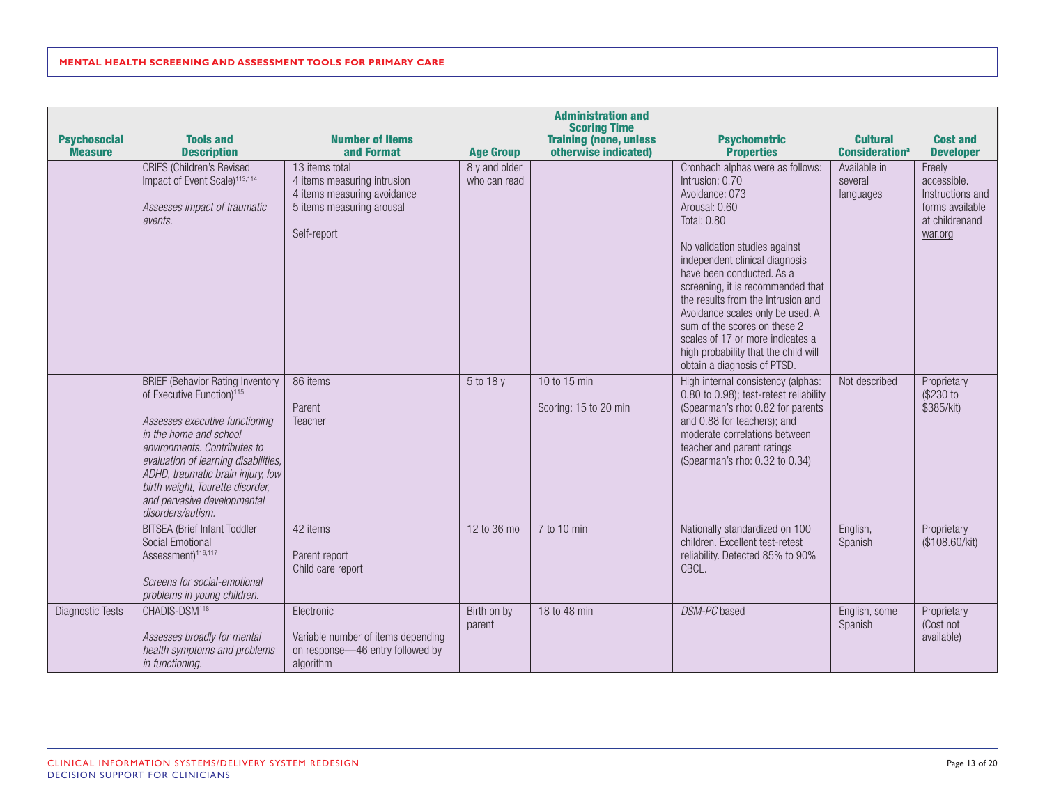| Psychosocial Measure | Tools and Description | Number of Items and Format | Age Group | Administration and Scoring Time Training (none, unless otherwise indicated) | Psychometric Properties | Cultural Consideration[a] | Cost and Developer |
|---|---|---|---|---|---|---|---|
| | CRIES (Children's Revised Impact of Event Scale)[113,114]<br><br>*Assesses impact of traumatic events.* | 13 items total<br>4 items measuring intrusion<br>4 items measuring avoidance<br>5 items measuring arousal<br><br>Self-report | 8 y and older who can read | | Cronbach alphas were as follows:<br>Intrusion: 0.70<br>Avoidance: 073<br>Arousal: 0.60<br>Total: 0.80<br><br>No validation studies against independent clinical diagnosis have been conducted. As a screening, it is recommended that the results from the Intrusion and Avoidance scales only be used. A sum of the scores on these 2 scales of 17 or more indicates a high probability that the child will obtain a diagnosis of PTSD. | Available in several languages | Freely accessible. Instructions and forms available at childrenandwar.org |
| | BRIEF (Behavior Rating Inventory of Executive Function)[115]<br><br>*Assesses executive functioning in the home and school environments. Contributes to evaluation of learning disabilities, ADHD, traumatic brain injury, low birth weight, Tourette disorder, and pervasive developmental disorders/autism.* | 86 items<br><br>Parent<br>Teacher | 5 to 18 y | 10 to 15 min<br><br>Scoring: 15 to 20 min | High internal consistency (alphas: 0.80 to 0.98); test-retest reliability (Spearman's rho: 0.82 for parents and 0.88 for teachers); and moderate correlations between teacher and parent ratings (Spearman's rho: 0.32 to 0.34) | Not described | Proprietary ($230 to $385/kit) |
| | BITSEA (Brief Infant Toddler Social Emotional Assessment)[116,117]<br><br>*Screens for social-emotional problems in young children.* | 42 items<br><br>Parent report<br>Child care report | 12 to 36 mo | 7 to 10 min | Nationally standardized on 100 children. Excellent test-retest reliability. Detected 85% to 90% CBCL. | English, Spanish | Proprietary ($108.60/kit) |
| Diagnostic Tests | CHADIS-DSM[118]<br><br>*Assesses broadly for mental health symptoms and problems in functioning.* | Electronic<br><br>Variable number of items depending on response—46 entry followed by algorithm | Birth on by parent | 18 to 48 min | *DSM-PC* based | English, some Spanish | Proprietary (Cost not available) |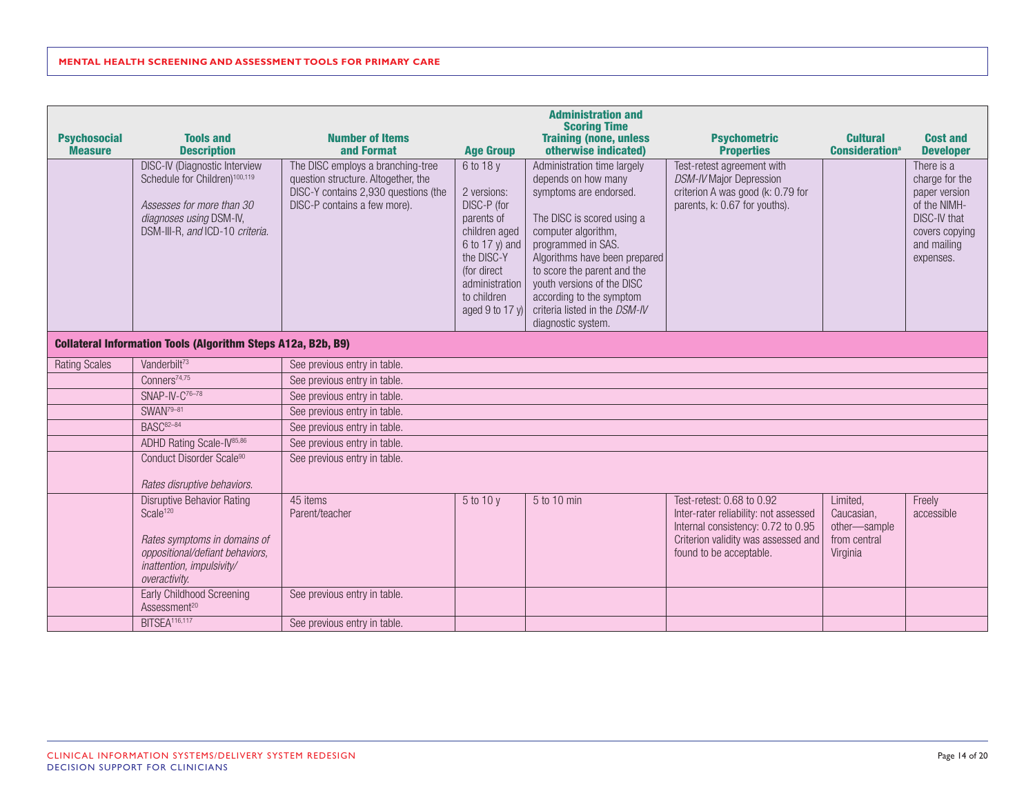| Psychosocial Measure | Tools and Description | Number of Items and Format | Age Group | Administration and Scoring Time Training (none, unless otherwise indicated) | Psychometric Properties | Cultural Consideration[a] | Cost and Developer |
|---|---|---|---|---|---|---|---|
| | DISC-IV (Diagnostic Interview Schedule for Children)[100,119] *Assesses for more than 30 diagnoses using* DSM-IV, DSM-III-R, *and* ICD-10 *criteria.* | The DISC employs a branching-tree question structure. Altogether, the DISC-Y contains 2,930 questions (the DISC-P contains a few more). | 6 to 18 y 2 versions: DISC-P (for parents of children aged 6 to 17 y) and the DISC-Y (for direct administration to children aged 9 to 17 y) | Administration time largely depends on how many symptoms are endorsed. The DISC is scored using a computer algorithm, programmed in SAS. Algorithms have been prepared to score the parent and the youth versions of the DISC according to the symptom criteria listed in the *DSM-IV* diagnostic system. | Test-retest agreement with *DSM-IV* Major Depression criterion A was good (k: 0.79 for parents, k: 0.67 for youths). | | There is a charge for the paper version of the NIMH-DISC-IV that covers copying and mailing expenses. |
| **Collateral Information Tools (Algorithm Steps A12a, B2b, B9)** | | | | | | | |
| Rating Scales | Vanderbilt[73] | See previous entry in table. | | | | | |
| | Conners[74,75] | See previous entry in table. | | | | | |
| | SNAP-IV-C[76–78] | See previous entry in table. | | | | | |
| | SWAN[79–81] | See previous entry in table. | | | | | |
| | BASC[82–84] | See previous entry in table. | | | | | |
| | ADHD Rating Scale-IV[85,86] | See previous entry in table. | | | | | |
| | Conduct Disorder Scale[90] *Rates disruptive behaviors.* | See previous entry in table. | | | | | |
| | Disruptive Behavior Rating Scale[120] *Rates symptoms in domains of oppositional/defiant behaviors, inattention, impulsivity/ overactivity.* | 45 items Parent/teacher | 5 to 10 y | 5 to 10 min | Test-retest: 0.68 to 0.92 Inter-rater reliability: not assessed Internal consistency: 0.72 to 0.95 Criterion validity was assessed and found to be acceptable. | Limited, Caucasian, other—sample from central Virginia | Freely accessible |
| | Early Childhood Screening Assessment[20] | See previous entry in table. | | | | | |
| | BITSEA[116,117] | See previous entry in table. | | | | | |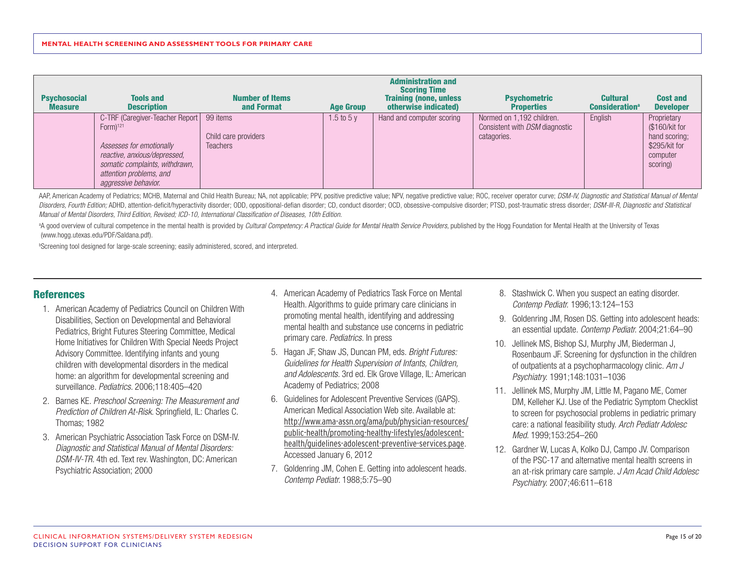| Psychosocial Measure | Tools and Description | Number of Items and Format | Age Group | Administration and Scoring Time Training (none, unless otherwise indicated) | Psychometric Properties | Cultural Consideration[a] | Cost and Developer |
|---|---|---|---|---|---|---|---|
| | C-TRF (Caregiver-Teacher Report Form)[121] *Assesses for emotionally reactive, anxious/depressed, somatic complaints, withdrawn, attention problems, and aggressive behavior.* | 99 items Child care providers Teachers | 1.5 to 5 y | Hand and computer scoring | Normed on 1,192 children. Consistent with *DSM* diagnostic catagories. | English | Proprietary ($160/kit for hand scoring; $295/kit for computer scoring) |

AAP, American Academy of Pediatrics; MCHB, Maternal and Child Health Bureau; NA, not applicable; PPV, positive predictive value; NPV, negative predictive value; ROC, receiver operator curve; *DSM-IV, Diagnostic and Statistical Manual of Mental Disorders, Fourth Edition;* ADHD, attention-deficit/hyperactivity disorder; ODD, oppositional-defian disorder; CD, conduct disorder; OCD, obsessive-compulsive disorder; PTSD, post-traumatic stress disorder; *DSM-III-R, Diagnostic and Statistical Manual of Mental Disorders, Third Edition, Revised; ICD-10, International Classification of Diseases, 10th Edition.*

[a]A good overview of cultural competence in the mental health is provided by *Cultural Competency: A Practical Guide for Mental Health Service Providers*, published by the Hogg Foundation for Mental Health at the University of Texas (www.hogg.utexas.edu/PDF/Saldana.pdf).

[b]Screening tool designed for large-scale screening; easily administered, scored, and interpreted.

## References

1. American Academy of Pediatrics Council on Children With Disabilities, Section on Developmental and Behavioral Pediatrics, Bright Futures Steering Committee, Medical Home Initiatives for Children With Special Needs Project Advisory Committee. Identifying infants and young children with developmental disorders in the medical home: an algorithm for developmental screening and surveillance. *Pediatrics.* 2006;118:405–420
2. Barnes KE. *Preschool Screening: The Measurement and Prediction of Children At-Risk.* Springfield, IL: Charles C. Thomas; 1982
3. American Psychiatric Association Task Force on DSM-IV. *Diagnostic and Statistical Manual of Mental Disorders: DSM-IV-TR.* 4th ed. Text rev. Washington, DC: American Psychiatric Association; 2000
4. American Academy of Pediatrics Task Force on Mental Health. Algorithms to guide primary care clinicians in promoting mental health, identifying and addressing mental health and substance use concerns in pediatric primary care. *Pediatrics.* In press
5. Hagan JF, Shaw JS, Duncan PM, eds. *Bright Futures: Guidelines for Health Supervision of Infants, Children, and Adolescents.* 3rd ed. Elk Grove Village, IL: American Academy of Pediatrics; 2008
6. Guidelines for Adolescent Preventive Services (GAPS). American Medical Association Web site. Available at: http://www.ama-assn.org/ama/pub/physician-resources/public-health/promoting-healthy-lifestyles/adolescent-health/guidelines-adolescent-preventive-services.page. Accessed January 6, 2012
7. Goldenring JM, Cohen E. Getting into adolescent heads. *Contemp Pediatr.* 1988;5:75–90
8. Staswick C. When you suspect an eating disorder. *Contemp Pediatr.* 1996;13:124–153
9. Goldenring JM, Rosen DS. Getting into adolescent heads: an essential update. *Contemp Pediatr.* 2004;21:64–90
10. Jellinek MS, Bishop SJ, Murphy JM, Biederman J, Rosenbaum JF. Screening for dysfunction in the children of outpatients at a psychopharmacology clinic. *Am J Psychiatry.* 1991;148:1031–1036
11. Jellinek MS, Murphy JM, Little M, Pagano ME, Comer DM, Kelleher KJ. Use of the Pediatric Symptom Checklist to screen for psychosocial problems in pediatric primary care: a national feasibility study. *Arch Pediatr Adolesc Med.* 1999;153:254–260
12. Gardner W, Lucas A, Kolko DJ, Campo JV. Comparison of the PSC-17 and alternative mental health screens in an at-risk primary care sample. *J Am Acad Child Adolesc Psychiatry.* 2007;46:611–618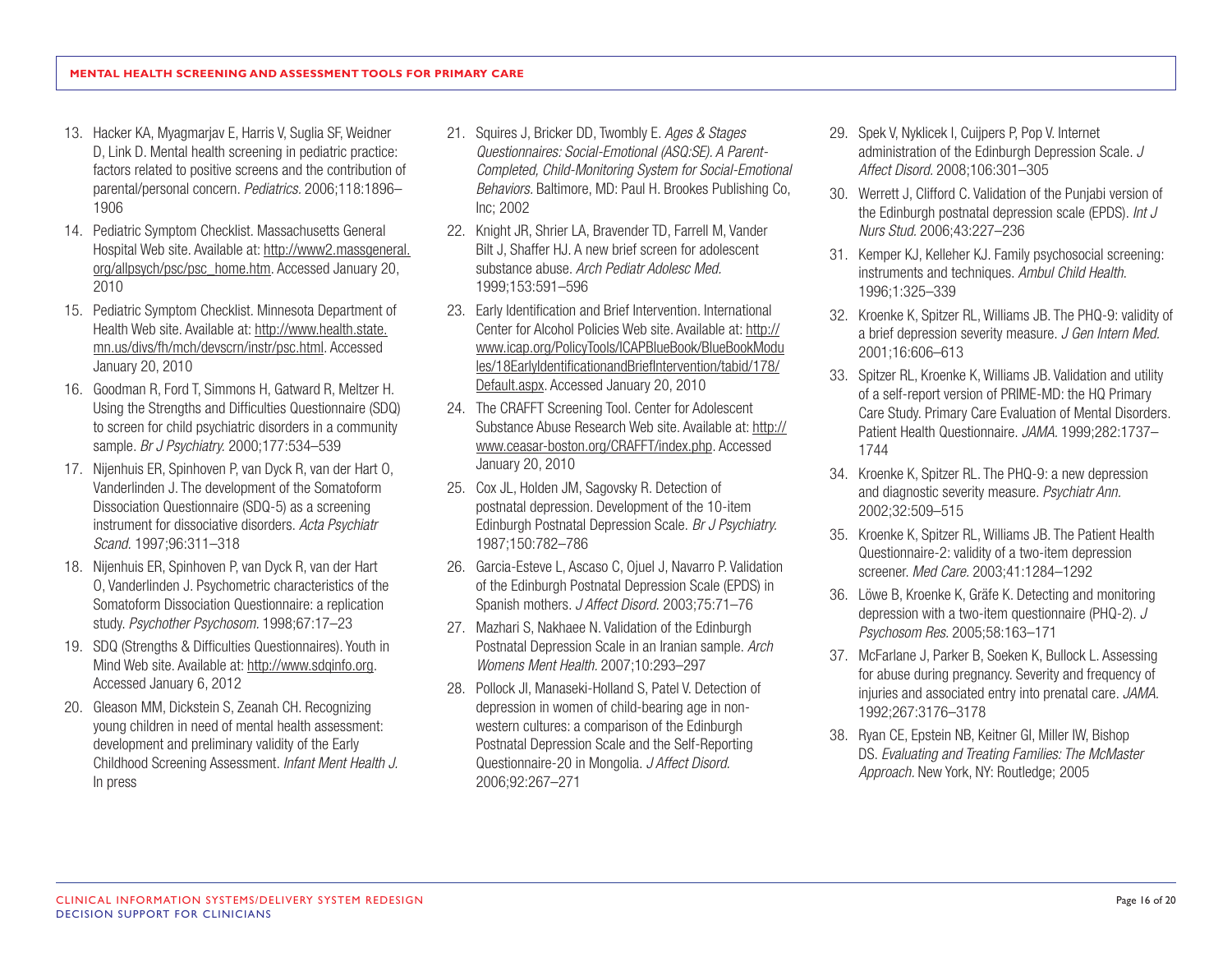13. Hacker KA, Myagmarjav E, Harris V, Suglia SF, Weidner D, Link D. Mental health screening in pediatric practice: factors related to positive screens and the contribution of parental/personal concern. *Pediatrics.* 2006;118:1896–1906
14. Pediatric Symptom Checklist. Massachusetts General Hospital Web site. Available at: http://www2.massgeneral.org/allpsych/psc/psc_home.htm. Accessed January 20, 2010
15. Pediatric Symptom Checklist. Minnesota Department of Health Web site. Available at: http://www.health.state.mn.us/divs/fh/mch/devscrn/instr/psc.html. Accessed January 20, 2010
16. Goodman R, Ford T, Simmons H, Gatward R, Meltzer H. Using the Strengths and Difficulties Questionnaire (SDQ) to screen for child psychiatric disorders in a community sample. *Br J Psychiatry.* 2000;177:534–539
17. Nijenhuis ER, Spinhoven P, van Dyck R, van der Hart O, Vanderlinden J. The development of the Somatoform Dissociation Questionnaire (SDQ-5) as a screening instrument for dissociative disorders. *Acta Psychiatr Scand.* 1997;96:311–318
18. Nijenhuis ER, Spinhoven P, van Dyck R, van der Hart O, Vanderlinden J. Psychometric characteristics of the Somatoform Dissociation Questionnaire: a replication study. *Psychother Psychosom.* 1998;67:17–23
19. SDQ (Strengths & Difficulties Questionnaires). Youth in Mind Web site. Available at: http://www.sdqinfo.org. Accessed January 6, 2012
20. Gleason MM, Dickstein S, Zeanah CH. Recognizing young children in need of mental health assessment: development and preliminary validity of the Early Childhood Screening Assessment. *Infant Ment Health J.* In press
21. Squires J, Bricker DD, Twombly E. *Ages & Stages Questionnaires: Social-Emotional (ASQ:SE). A Parent-Completed, Child-Monitoring System for Social-Emotional Behaviors.* Baltimore, MD: Paul H. Brookes Publishing Co, Inc; 2002
22. Knight JR, Shrier LA, Bravender TD, Farrell M, Vander Bilt J, Shaffer HJ. A new brief screen for adolescent substance abuse. *Arch Pediatr Adolesc Med.* 1999;153:591–596
23. Early Identification and Brief Intervention. International Center for Alcohol Policies Web site. Available at: http://www.icap.org/PolicyTools/ICAPBlueBook/BlueBookModules/18EarlyIdentificationandBriefIntervention/tabid/178/Default.aspx. Accessed January 20, 2010
24. The CRAFFT Screening Tool. Center for Adolescent Substance Abuse Research Web site. Available at: http://www.ceasar-boston.org/CRAFFT/index.php. Accessed January 20, 2010
25. Cox JL, Holden JM, Sagovsky R. Detection of postnatal depression. Development of the 10-item Edinburgh Postnatal Depression Scale. *Br J Psychiatry.* 1987;150:782–786
26. Garcia-Esteve L, Ascaso C, Ojuel J, Navarro P. Validation of the Edinburgh Postnatal Depression Scale (EPDS) in Spanish mothers. *J Affect Disord.* 2003;75:71–76
27. Mazhari S, Nakhaee N. Validation of the Edinburgh Postnatal Depression Scale in an Iranian sample. *Arch Womens Ment Health.* 2007;10:293–297
28. Pollock JI, Manaseki-Holland S, Patel V. Detection of depression in women of child-bearing age in non-western cultures: a comparison of the Edinburgh Postnatal Depression Scale and the Self-Reporting Questionnaire-20 in Mongolia. *J Affect Disord.* 2006;92:267–271
29. Spek V, Nyklicek I, Cuijpers P, Pop V. Internet administration of the Edinburgh Depression Scale. *J Affect Disord.* 2008;106:301–305
30. Werrett J, Clifford C. Validation of the Punjabi version of the Edinburgh postnatal depression scale (EPDS). *Int J Nurs Stud.* 2006;43:227–236
31. Kemper KJ, Kelleher KJ. Family psychosocial screening: instruments and techniques. *Ambul Child Health.* 1996;1:325–339
32. Kroenke K, Spitzer RL, Williams JB. The PHQ-9: validity of a brief depression severity measure. *J Gen Intern Med.* 2001;16:606–613
33. Spitzer RL, Kroenke K, Williams JB. Validation and utility of a self-report version of PRIME-MD: the HQ Primary Care Study. Primary Care Evaluation of Mental Disorders. Patient Health Questionnaire. *JAMA.* 1999;282:1737–1744
34. Kroenke K, Spitzer RL. The PHQ-9: a new depression and diagnostic severity measure. *Psychiatr Ann.* 2002;32:509–515
35. Kroenke K, Spitzer RL, Williams JB. The Patient Health Questionnaire-2: validity of a two-item depression screener. *Med Care.* 2003;41:1284–1292
36. Löwe B, Kroenke K, Gräfe K. Detecting and monitoring depression with a two-item questionnaire (PHQ-2). *J Psychosom Res.* 2005;58:163–171
37. McFarlane J, Parker B, Soeken K, Bullock L. Assessing for abuse during pregnancy. Severity and frequency of injuries and associated entry into prenatal care. *JAMA.* 1992;267:3176–3178
38. Ryan CE, Epstein NB, Keitner GI, Miller IW, Bishop DS. *Evaluating and Treating Families: The McMaster Approach.* New York, NY: Routledge; 2005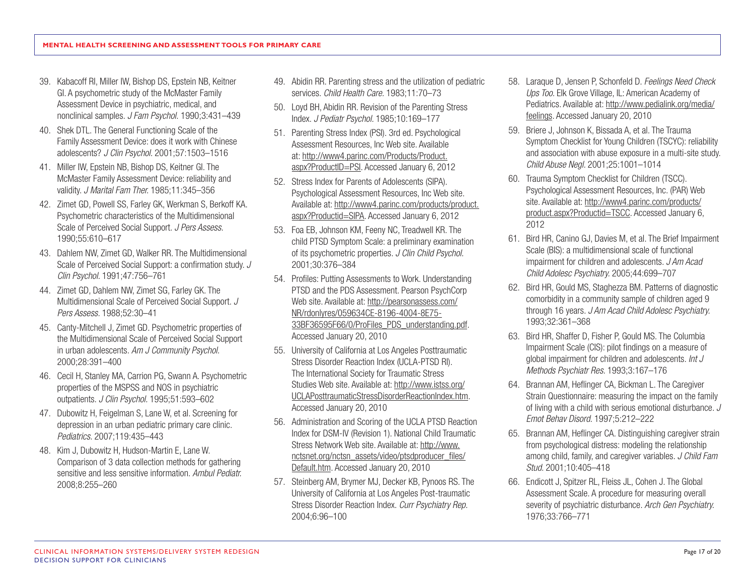39. Kabacoff RI, Miller IW, Bishop DS, Epstein NB, Keitner GI. A psychometric study of the McMaster Family Assessment Device in psychiatric, medical, and nonclinical samples. *J Fam Psychol.* 1990;3:431–439
40. Shek DTL. The General Functioning Scale of the Family Assessment Device: does it work with Chinese adolescents? *J Clin Psychol.* 2001;57:1503–1516
41. Miller IW, Epstein NB, Bishop DS, Keitner GI. The McMaster Family Assessment Device: reliability and validity. *J Marital Fam Ther.* 1985;11:345–356
42. Zimet GD, Powell SS, Farley GK, Werkman S, Berkoff KA. Psychometric characteristics of the Multidimensional Scale of Perceived Social Support. *J Pers Assess.* 1990;55:610–617
43. Dahlem NW, Zimet GD, Walker RR. The Multidimensional Scale of Perceived Social Support: a confirmation study. *J Clin Psychol.* 1991;47:756–761
44. Zimet GD, Dahlem NW, Zimet SG, Farley GK. The Multidimensional Scale of Perceived Social Support. *J Pers Assess.* 1988;52:30–41
45. Canty-Mitchell J, Zimet GD. Psychometric properties of the Multidimensional Scale of Perceived Social Support in urban adolescents. *Am J Community Psychol.* 2000;28:391–400
46. Cecil H, Stanley MA, Carrion PG, Swann A. Psychometric properties of the MSPSS and NOS in psychiatric outpatients. *J Clin Psychol.* 1995;51:593–602
47. Dubowitz H, Feigelman S, Lane W, et al. Screening for depression in an urban pediatric primary care clinic. *Pediatrics.* 2007;119:435–443
48. Kim J, Dubowitz H, Hudson-Martin E, Lane W. Comparison of 3 data collection methods for gathering sensitive and less sensitive information. *Ambul Pediatr.* 2008;8:255–260
49. Abidin RR. Parenting stress and the utilization of pediatric services. *Child Health Care.* 1983;11:70–73
50. Loyd BH, Abidin RR. Revision of the Parenting Stress Index. *J Pediatr Psychol.* 1985;10:169–177
51. Parenting Stress Index (PSI). 3rd ed. Psychological Assessment Resources, Inc Web site. Available at: http://www4.parinc.com/Products/Product.aspx?ProductID=PSI. Accessed January 6, 2012
52. Stress Index for Parents of Adolescents (SIPA). Psychological Assessment Resources, Inc Web site. Available at: http://www4.parinc.com/products/product.aspx?Productid=SIPA. Accessed January 6, 2012
53. Foa EB, Johnson KM, Feeny NC, Treadwell KR. The child PTSD Symptom Scale: a preliminary examination of its psychometric properties. *J Clin Child Psychol.* 2001;30:376–384
54. Profiles: Putting Assessments to Work. Understanding PTSD and the PDS Assessment. Pearson PsychCorp Web site. Available at: http://pearsonassess.com/NR/rdonlyres/059634CE-8196-4004-8E75-33BF36595F66/0/ProFiles_PDS_understanding.pdf. Accessed January 20, 2010
55. University of California at Los Angeles Posttraumatic Stress Disorder Reaction Index (UCLA-PTSD RI). The International Society for Traumatic Stress Studies Web site. Available at: http://www.istss.org/UCLAPosttraumaticStressDisorderReactionIndex.htm. Accessed January 20, 2010
56. Administration and Scoring of the UCLA PTSD Reaction Index for DSM-IV (Revision 1). National Child Traumatic Stress Network Web site. Available at: http://www.nctsnet.org/nctsn_assets/video/ptsdproducer_files/Default.htm. Accessed January 20, 2010
57. Steinberg AM, Brymer MJ, Decker KB, Pynoos RS. The University of California at Los Angeles Post-traumatic Stress Disorder Reaction Index. *Curr Psychiatry Rep.* 2004;6:96–100
58. Laraque D, Jensen P, Schonfeld D. *Feelings Need Check Ups Too.* Elk Grove Village, IL: American Academy of Pediatrics. Available at: http://www.pedialink.org/media/feelings. Accessed January 20, 2010
59. Briere J, Johnson K, Bissada A, et al. The Trauma Symptom Checklist for Young Children (TSCYC): reliability and association with abuse exposure in a multi-site study. *Child Abuse Negl.* 2001;25:1001–1014
60. Trauma Symptom Checklist for Children (TSCC). Psychological Assessment Resources, Inc. (PAR) Web site. Available at: http://www4.parinc.com/products/product.aspx?Productid=TSCC. Accessed January 6, 2012
61. Bird HR, Canino GJ, Davies M, et al. The Brief Impairment Scale (BIS): a multidimensional scale of functional impairment for children and adolescents. *J Am Acad Child Adolesc Psychiatry.* 2005;44:699–707
62. Bird HR, Gould MS, Staghezza BM. Patterns of diagnostic comorbidity in a community sample of children aged 9 through 16 years. *J Am Acad Child Adolesc Psychiatry.* 1993;32:361–368
63. Bird HR, Shaffer D, Fisher P, Gould MS. The Columbia Impairment Scale (CIS): pilot findings on a measure of global impairment for children and adolescents. *Int J Methods Psychiatr Res.* 1993;3:167–176
64. Brannan AM, Heflinger CA, Bickman L. The Caregiver Strain Questionnaire: measuring the impact on the family of living with a child with serious emotional disturbance. *J Emot Behav Disord.* 1997;5:212–222
65. Brannan AM, Heflinger CA. Distinguishing caregiver strain from psychological distress: modeling the relationship among child, family, and caregiver variables. *J Child Fam Stud.* 2001;10:405–418
66. Endicott J, Spitzer RL, Fleiss JL, Cohen J. The Global Assessment Scale. A procedure for measuring overall severity of psychiatric disturbance. *Arch Gen Psychiatry.* 1976;33:766–771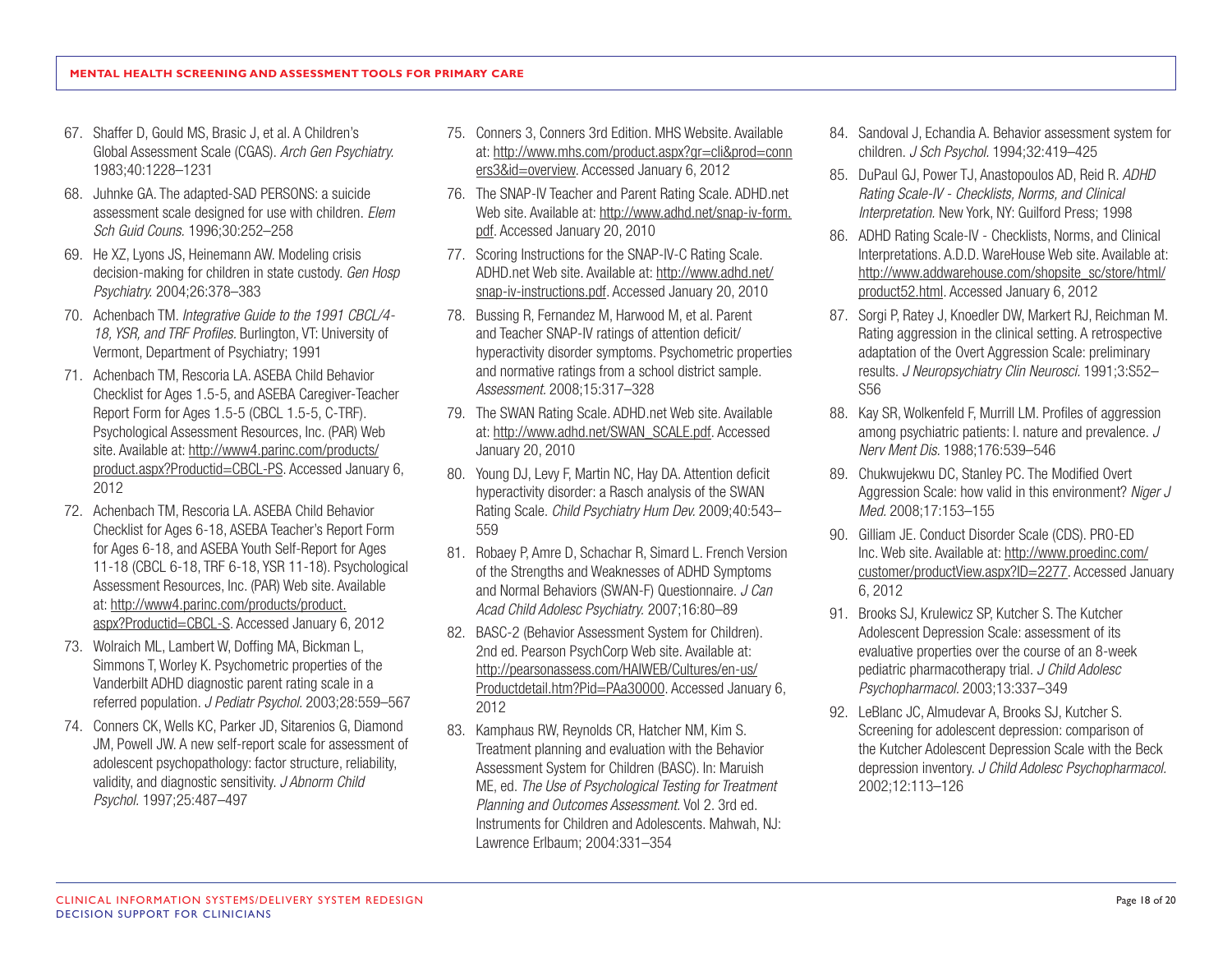67. Shaffer D, Gould MS, Brasic J, et al. A Children's Global Assessment Scale (CGAS). *Arch Gen Psychiatry.* 1983;40:1228–1231
68. Juhnke GA. The adapted-SAD PERSONS: a suicide assessment scale designed for use with children. *Elem Sch Guid Couns.* 1996;30:252–258
69. He XZ, Lyons JS, Heinemann AW. Modeling crisis decision-making for children in state custody. *Gen Hosp Psychiatry.* 2004;26:378–383
70. Achenbach TM. *Integrative Guide to the 1991 CBCL/4-18, YSR, and TRF Profiles.* Burlington, VT: University of Vermont, Department of Psychiatry; 1991
71. Achenbach TM, Rescoria LA. ASEBA Child Behavior Checklist for Ages 1.5-5, and ASEBA Caregiver-Teacher Report Form for Ages 1.5-5 (CBCL 1.5-5, C-TRF). Psychological Assessment Resources, Inc. (PAR) Web site. Available at: http://www4.parinc.com/products/product.aspx?Productid=CBCL-PS. Accessed January 6, 2012
72. Achenbach TM, Rescoria LA. ASEBA Child Behavior Checklist for Ages 6-18, ASEBA Teacher's Report Form for Ages 6-18, and ASEBA Youth Self-Report for Ages 11-18 (CBCL 6-18, TRF 6-18, YSR 11-18). Psychological Assessment Resources, Inc. (PAR) Web site. Available at: http://www4.parinc.com/products/product.aspx?Productid=CBCL-S. Accessed January 6, 2012
73. Wolraich ML, Lambert W, Doffing MA, Bickman L, Simmons T, Worley K. Psychometric properties of the Vanderbilt ADHD diagnostic parent rating scale in a referred population. *J Pediatr Psychol.* 2003;28:559–567
74. Conners CK, Wells KC, Parker JD, Sitarenios G, Diamond JM, Powell JW. A new self-report scale for assessment of adolescent psychopathology: factor structure, reliability, validity, and diagnostic sensitivity. *J Abnorm Child Psychol.* 1997;25:487–497
75. Conners 3, Conners 3rd Edition. MHS Website. Available at: http://www.mhs.com/product.aspx?gr=cli&prod=conners3&id=overview. Accessed January 6, 2012
76. The SNAP-IV Teacher and Parent Rating Scale. ADHD.net Web site. Available at: http://www.adhd.net/snap-iv-form.pdf. Accessed January 20, 2010
77. Scoring Instructions for the SNAP-IV-C Rating Scale. ADHD.net Web site. Available at: http://www.adhd.net/snap-iv-instructions.pdf. Accessed January 20, 2010
78. Bussing R, Fernandez M, Harwood M, et al. Parent and Teacher SNAP-IV ratings of attention deficit/hyperactivity disorder symptoms. Psychometric properties and normative ratings from a school district sample. *Assessment.* 2008;15:317–328
79. The SWAN Rating Scale. ADHD.net Web site. Available at: http://www.adhd.net/SWAN_SCALE.pdf. Accessed January 20, 2010
80. Young DJ, Levy F, Martin NC, Hay DA. Attention deficit hyperactivity disorder: a Rasch analysis of the SWAN Rating Scale. *Child Psychiatry Hum Dev.* 2009;40:543–559
81. Robaey P, Amre D, Schachar R, Simard L. French Version of the Strengths and Weaknesses of ADHD Symptoms and Normal Behaviors (SWAN-F) Questionnaire. *J Can Acad Child Adolesc Psychiatry.* 2007;16:80–89
82. BASC-2 (Behavior Assessment System for Children). 2nd ed. Pearson PsychCorp Web site. Available at: http://pearsonassess.com/HAIWEB/Cultures/en-us/Productdetail.htm?Pid=PAa30000. Accessed January 6, 2012
83. Kamphaus RW, Reynolds CR, Hatcher NM, Kim S. Treatment planning and evaluation with the Behavior Assessment System for Children (BASC). In: Maruish ME, ed. *The Use of Psychological Testing for Treatment Planning and Outcomes Assessment.* Vol 2. 3rd ed. Instruments for Children and Adolescents. Mahwah, NJ: Lawrence Erlbaum; 2004:331–354
84. Sandoval J, Echandia A. Behavior assessment system for children. *J Sch Psychol.* 1994;32:419–425
85. DuPaul GJ, Power TJ, Anastopoulos AD, Reid R. *ADHD Rating Scale-IV - Checklists, Norms, and Clinical Interpretation.* New York, NY: Guilford Press; 1998
86. ADHD Rating Scale-IV - Checklists, Norms, and Clinical Interpretations. A.D.D. WareHouse Web site. Available at: http://www.addwarehouse.com/shopsite_sc/store/html/product52.html. Accessed January 6, 2012
87. Sorgi P, Ratey J, Knoedler DW, Markert RJ, Reichman M. Rating aggression in the clinical setting. A retrospective adaptation of the Overt Aggression Scale: preliminary results. *J Neuropsychiatry Clin Neurosci.* 1991;3:S52–S56
88. Kay SR, Wolkenfeld F, Murrill LM. Profiles of aggression among psychiatric patients: I. nature and prevalence. *J Nerv Ment Dis.* 1988;176:539–546
89. Chukwujekwu DC, Stanley PC. The Modified Overt Aggression Scale: how valid in this environment? *Niger J Med.* 2008;17:153–155
90. Gilliam JE. Conduct Disorder Scale (CDS). PRO-ED Inc. Web site. Available at: http://www.proedinc.com/customer/productView.aspx?ID=2277. Accessed January 6, 2012
91. Brooks SJ, Krulewicz SP, Kutcher S. The Kutcher Adolescent Depression Scale: assessment of its evaluative properties over the course of an 8-week pediatric pharmacotherapy trial. *J Child Adolesc Psychopharmacol.* 2003;13:337–349
92. LeBlanc JC, Almudevar A, Brooks SJ, Kutcher S. Screening for adolescent depression: comparison of the Kutcher Adolescent Depression Scale with the Beck depression inventory. *J Child Adolesc Psychopharmacol.* 2002;12:113–126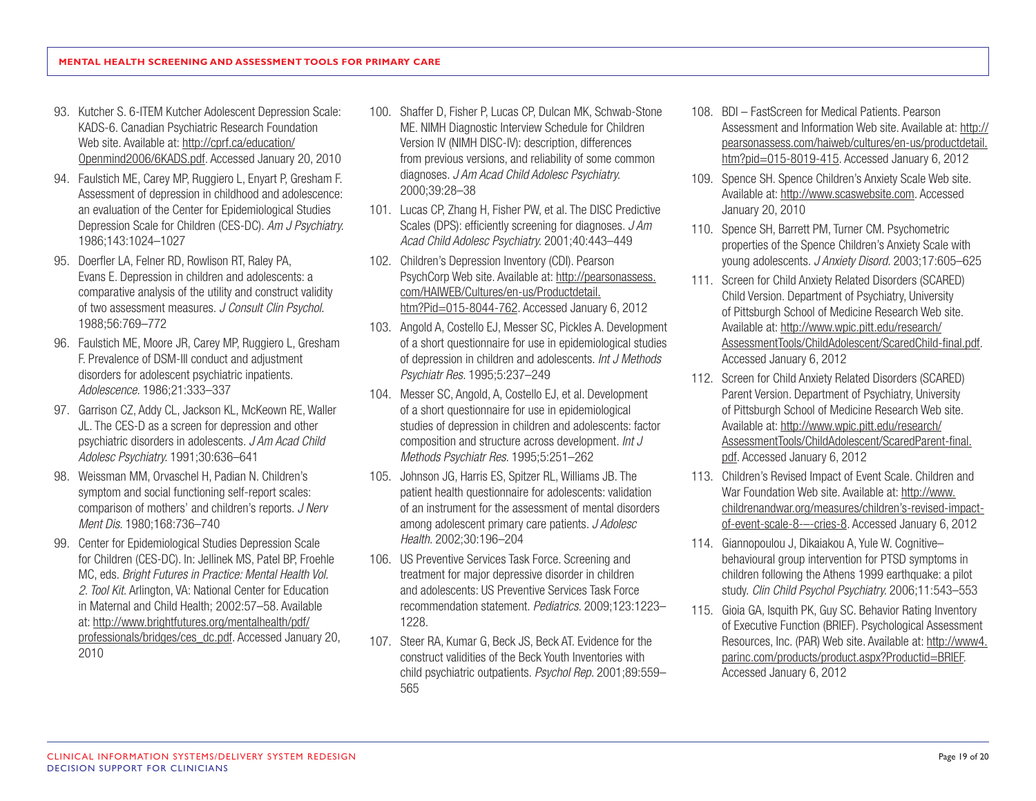93. Kutcher S. 6-ITEM Kutcher Adolescent Depression Scale: KADS-6. Canadian Psychiatric Research Foundation Web site. Available at: http://cprf.ca/education/Openmind2006/6KADS.pdf. Accessed January 20, 2010

94. Faulstich ME, Carey MP, Ruggiero L, Enyart P, Gresham F. Assessment of depression in childhood and adolescence: an evaluation of the Center for Epidemiological Studies Depression Scale for Children (CES-DC). *Am J Psychiatry.* 1986;143:1024–1027

95. Doerfler LA, Felner RD, Rowlison RT, Raley PA, Evans E. Depression in children and adolescents: a comparative analysis of the utility and construct validity of two assessment measures. *J Consult Clin Psychol.* 1988;56:769–772

96. Faulstich ME, Moore JR, Carey MP, Ruggiero L, Gresham F. Prevalence of DSM-III conduct and adjustment disorders for adolescent psychiatric inpatients. *Adolescence.* 1986;21:333–337

97. Garrison CZ, Addy CL, Jackson KL, McKeown RE, Waller JL. The CES-D as a screen for depression and other psychiatric disorders in adolescents. *J Am Acad Child Adolesc Psychiatry.* 1991;30:636–641

98. Weissman MM, Orvaschel H, Padian N. Children's symptom and social functioning self-report scales: comparison of mothers' and children's reports. *J Nerv Ment Dis.* 1980;168:736–740

99. Center for Epidemiological Studies Depression Scale for Children (CES-DC). In: Jellinek MS, Patel BP, Froehle MC, eds. *Bright Futures in Practice: Mental Health Vol. 2. Tool Kit.* Arlington, VA: National Center for Education in Maternal and Child Health; 2002:57–58. Available at: http://www.brightfutures.org/mentalhealth/pdf/professionals/bridges/ces_dc.pdf. Accessed January 20, 2010

100. Shaffer D, Fisher P, Lucas CP, Dulcan MK, Schwab-Stone ME. NIMH Diagnostic Interview Schedule for Children Version IV (NIMH DISC-IV): description, differences from previous versions, and reliability of some common diagnoses. *J Am Acad Child Adolesc Psychiatry.* 2000;39:28–38

101. Lucas CP, Zhang H, Fisher PW, et al. The DISC Predictive Scales (DPS): efficiently screening for diagnoses. *J Am Acad Child Adolesc Psychiatry.* 2001;40:443–449

102. Children's Depression Inventory (CDI). Pearson PsychCorp Web site. Available at: http://pearsonassess.com/HAIWEB/Cultures/en-us/Productdetail.htm?Pid=015-8044-762. Accessed January 6, 2012

103. Angold A, Costello EJ, Messer SC, Pickles A. Development of a short questionnaire for use in epidemiological studies of depression in children and adolescents. *Int J Methods Psychiatr Res.* 1995;5:237–249

104. Messer SC, Angold, A, Costello EJ, et al. Development of a short questionnaire for use in epidemiological studies of depression in children and adolescents: factor composition and structure across development. *Int J Methods Psychiatr Res.* 1995;5:251–262

105. Johnson JG, Harris ES, Spitzer RL, Williams JB. The patient health questionnaire for adolescents: validation of an instrument for the assessment of mental disorders among adolescent primary care patients. *J Adolesc Health.* 2002;30:196–204

106. US Preventive Services Task Force. Screening and treatment for major depressive disorder in children and adolescents: US Preventive Services Task Force recommendation statement. *Pediatrics.* 2009;123:1223–1228.

107. Steer RA, Kumar G, Beck JS, Beck AT. Evidence for the construct validities of the Beck Youth Inventories with child psychiatric outpatients. *Psychol Rep.* 2001;89:559–565

108. BDI – FastScreen for Medical Patients. Pearson Assessment and Information Web site. Available at: http://pearsonassess.com/haiweb/cultures/en-us/productdetail.htm?pid=015-8019-415. Accessed January 6, 2012

109. Spence SH. Spence Children's Anxiety Scale Web site. Available at: http://www.scaswebsite.com. Accessed January 20, 2010

110. Spence SH, Barrett PM, Turner CM. Psychometric properties of the Spence Children's Anxiety Scale with young adolescents. *J Anxiety Disord.* 2003;17:605–625

111. Screen for Child Anxiety Related Disorders (SCARED) Child Version. Department of Psychiatry, University of Pittsburgh School of Medicine Research Web site. Available at: http://www.wpic.pitt.edu/research/AssessmentTools/ChildAdolescent/ScaredChild-final.pdf. Accessed January 6, 2012

112. Screen for Child Anxiety Related Disorders (SCARED) Parent Version. Department of Psychiatry, University of Pittsburgh School of Medicine Research Web site. Available at: http://www.wpic.pitt.edu/research/AssessmentTools/ChildAdolescent/ScaredParent-final.pdf. Accessed January 6, 2012

113. Children's Revised Impact of Event Scale. Children and War Foundation Web site. Available at: http://www.childrenandwar.org/measures/children's-revised-impact-of-event-scale-8-–-cries-8. Accessed January 6, 2012

114. Giannopoulou J, Dikaiakou A, Yule W. Cognitive–behavioural group intervention for PTSD symptoms in children following the Athens 1999 earthquake: a pilot study. *Clin Child Psychol Psychiatry.* 2006;11:543–553

115. Gioia GA, Isquith PK, Guy SC. Behavior Rating Inventory of Executive Function (BRIEF). Psychological Assessment Resources, Inc. (PAR) Web site. Available at: http://www4.parinc.com/products/product.aspx?Productid=BRIEF. Accessed January 6, 2012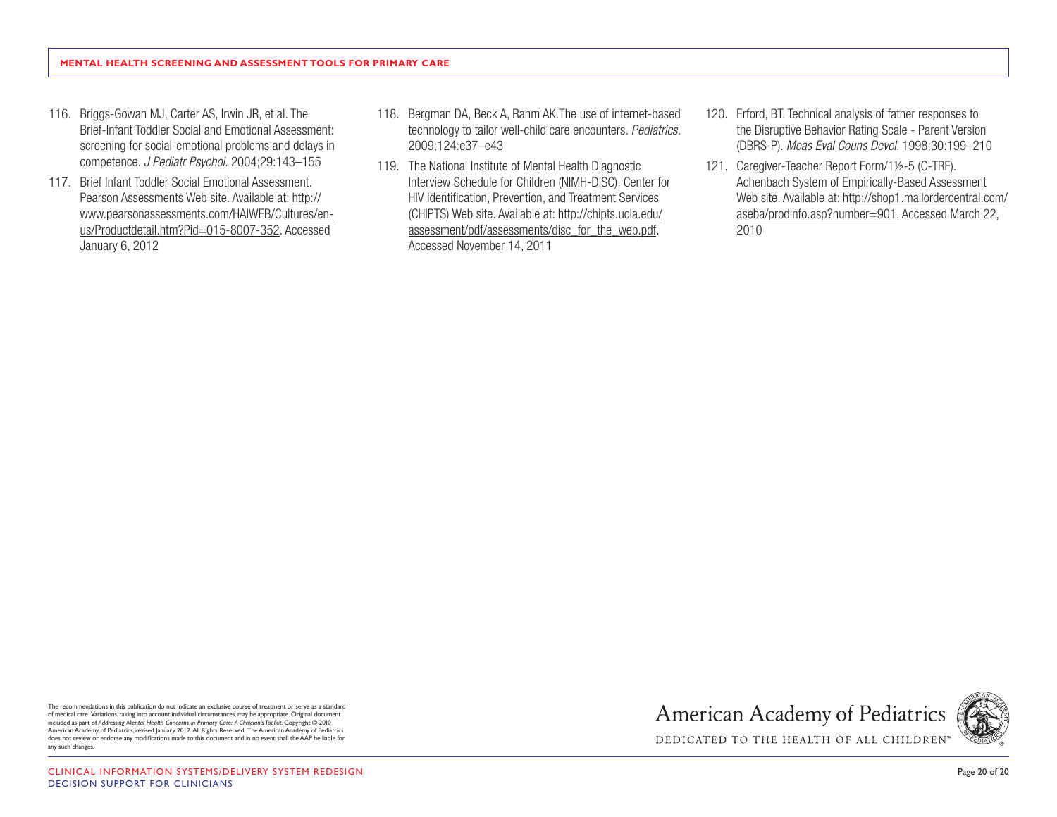116. Briggs-Gowan MJ, Carter AS, Irwin JR, et al. The Brief-Infant Toddler Social and Emotional Assessment: screening for social-emotional problems and delays in competence. *J Pediatr Psychol.* 2004;29:143–155

117. Brief Infant Toddler Social Emotional Assessment. Pearson Assessments Web site. Available at: http://www.pearsonassessments.com/HAIWEB/Cultures/en-us/Productdetail.htm?Pid=015-8007-352. Accessed January 6, 2012

118. Bergman DA, Beck A, Rahm AK.The use of internet-based technology to tailor well-child care encounters. *Pediatrics.* 2009;124:e37–e43

119. The National Institute of Mental Health Diagnostic Interview Schedule for Children (NIMH-DISC). Center for HIV Identification, Prevention, and Treatment Services (CHIPTS) Web site. Available at: http://chipts.ucla.edu/assessment/pdf/assessments/disc_for_the_web.pdf. Accessed November 14, 2011

120. Erford, BT. Technical analysis of father responses to the Disruptive Behavior Rating Scale - Parent Version (DBRS-P). *Meas Eval Couns Devel.* 1998;30:199–210

121. Caregiver-Teacher Report Form/1½-5 (C-TRF). Achenbach System of Empirically-Based Assessment Web site. Available at: http://shop1.mailordercentral.com/aseba/prodinfo.asp?number=901. Accessed March 22, 2010

The recommendations in this publication do not indicate an exclusive course of treatment or serve as a standard of medical care. Variations, taking into account individual circumstances, may be appropriate. Original document included as part of *Addressing Mental Health Concerns in Primary Care: A Clinician's Toolkit.* Copyright © 2010 American Academy of Pediatrics, revised January 2012. All Rights Reserved. The American Academy of Pediatrics does not review or endorse any modifications made to this document and in no event shall the AAP be liable for any such changes.

American Academy of Pediatrics

DEDICATED TO THE HEALTH OF ALL CHILDREN™